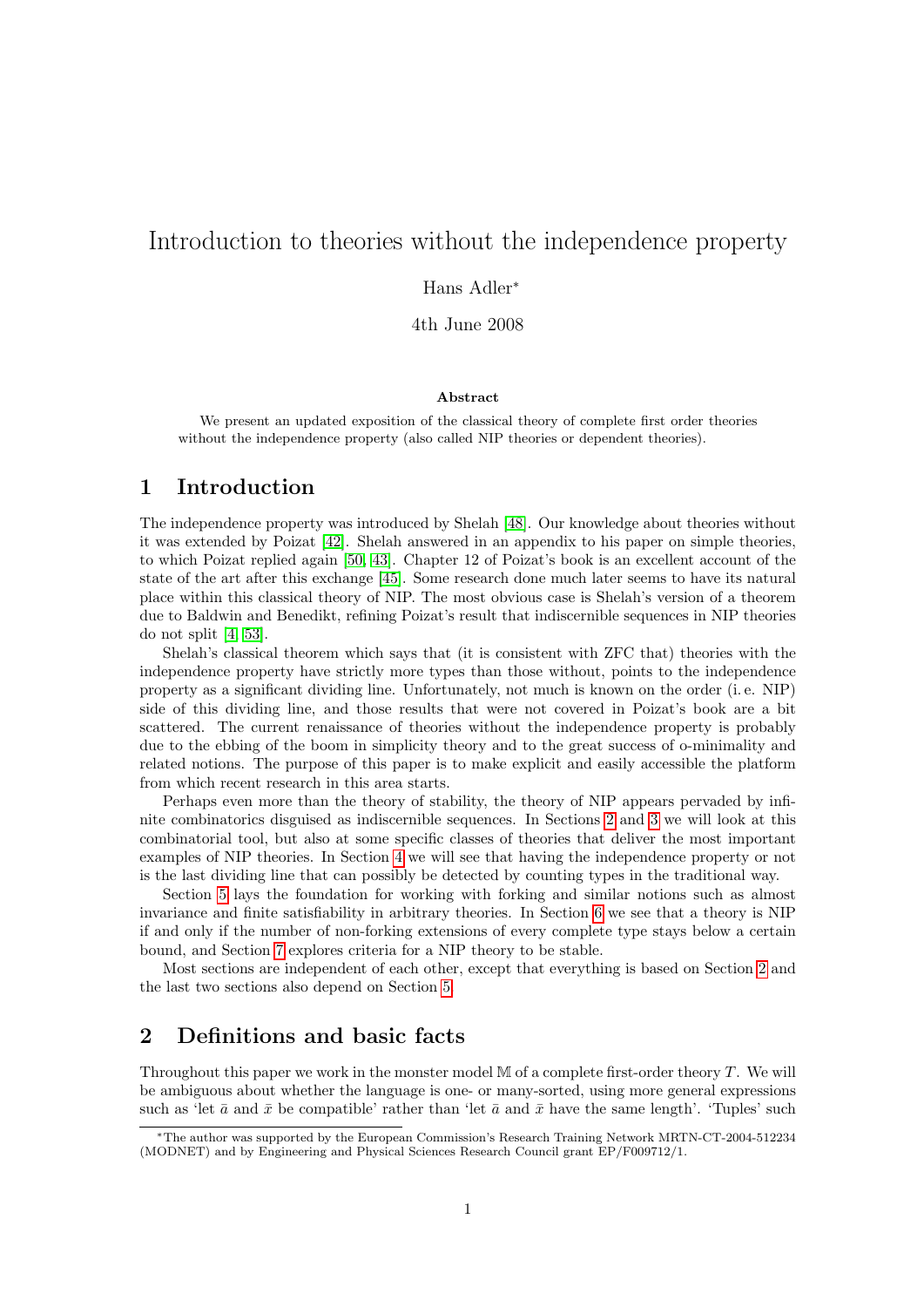# Introduction to theories without the independence property

Hans Adler*

4th June 2008

**Abstract**

We present an updated exposition of the classical theory of complete first order theories without the independence property (also called NIP theories or dependent theories).

## 1 Introduction

The independence property was introduced by Shelah [48]. Our knowledge about theories without it was extended by Poizat [42]. Shelah answered in an appendix to his paper on simple theories, to which Poizat replied again [50, 43]. Chapter 12 of Poizat's book is an excellent account of the state of the art after this exchange [45]. Some research done much later seems to have its natural place within this classical theory of NIP. The most obvious case is Shelah's version of a theorem due to Baldwin and Benedikt, refining Poizat's result that indiscernible sequences in NIP theories do not split [4, 53].

Shelah's classical theorem which says that (it is consistent with ZFC that) theories with the independence property have strictly more types than those without, points to the independence property as a significant dividing line. Unfortunately, not much is known on the order (i. e. NIP) side of this dividing line, and those results that were not covered in Poizat's book are a bit scattered. The current renaissance of theories without the independence property is probably due to the ebbing of the boom in simplicity theory and to the great success of o-minimality and related notions. The purpose of this paper is to make explicit and easily accessible the platform from which recent research in this area starts.

Perhaps even more than the theory of stability, the theory of NIP appears pervaded by infinite combinatorics disguised as indiscernible sequences. In Sections 2 and 3 we will look at this combinatorial tool, but also at some specific classes of theories that deliver the most important examples of NIP theories. In Section 4 we will see that having the independence property or not is the last dividing line that can possibly be detected by counting types in the traditional way.

Section 5 lays the foundation for working with forking and similar notions such as almost invariance and finite satisfiability in arbitrary theories. In Section 6 we see that a theory is NIP if and only if the number of non-forking extensions of every complete type stays below a certain bound, and Section 7 explores criteria for a NIP theory to be stable.

Most sections are independent of each other, except that everything is based on Section 2 and the last two sections also depend on Section 5.

## 2 Definitions and basic facts

Throughout this paper we work in the monster model $\mathbb{M}$ of a complete first-order theory $T$. We will be ambiguous about whether the language is one- or many-sorted, using more general expressions such as 'let $\bar{a}$ and $\bar{x}$ be compatible' rather than 'let $\bar{a}$ and $\bar{x}$ have the same length'. 'Tuples' such

---

*The author was supported by the European Commission's Research Training Network MRTN-CT-2004-512234 (MODNET) and by Engineering and Physical Sciences Research Council grant EP/F009712/1.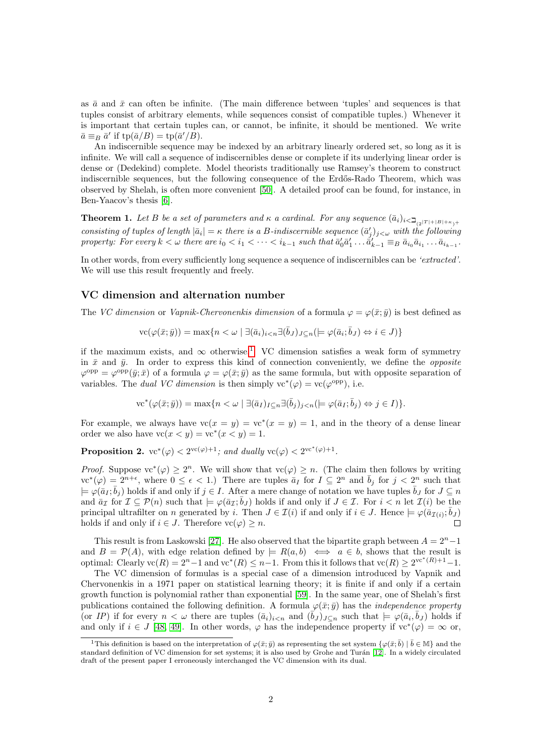as $\bar{a}$ and $\bar{x}$ can often be infinite. (The main difference between 'tuples' and sequences is that tuples consist of arbitrary elements, while sequences consist of compatible tuples.) Whenever it is important that certain tuples can, or cannot, be infinite, it should be mentioned. We write $\bar{a} \equiv_B \bar{a}'$ if $\mathrm{tp}(\bar{a}/B) = \mathrm{tp}(\bar{a}'/B)$.

An indiscernible sequence may be indexed by an arbitrary linearly ordered set, so long as it is infinite. We will call a sequence of indiscernibles dense or complete if its underlying linear order is dense or (Dedekind) complete. Model theorists traditionally use Ramsey's theorem to construct indiscernible sequences, but the following consequence of the Erdős-Rado Theorem, which was observed by Shelah, is often more convenient [50]. A detailed proof can be found, for instance, in Ben-Yaacov's thesis [6].

**Theorem 1.** *Let $B$ be a set of parameters and $\kappa$ a cardinal. For any sequence $(\bar{a}_i)_{i<\beth_{(2^{|T|+|B|+\kappa})^+}}$ consisting of tuples of length $|\bar{a}_i| = \kappa$ there is a $B$-indiscernible sequence $(\bar{a}'_j)_{j<\omega}$ with the following property: For every $k < \omega$ there are $i_0 < i_1 < \cdots < i_{k-1}$ such that $\bar{a}'_0\bar{a}'_1 \ldots \bar{a}'_{k-1} \equiv_B \bar{a}_{i_0}\bar{a}_{i_1} \ldots \bar{a}_{i_{k-1}}$.*

In other words, from every sufficiently long sequence a sequence of indiscernibles can be *'extracted'*. We will use this result frequently and freely.

## VC dimension and alternation number

The *VC dimension* or *Vapnik-Chervonenkis dimension* of a formula $\varphi = \varphi(\bar{x}; \bar{y})$ is best defined as

$$\mathrm{vc}(\varphi(\bar{x}; \bar{y})) = \max\{n < \omega \mid \exists(\bar{a}_i)_{i<n} \exists(\bar{b}_J)_{J \subseteq n} (\models \varphi(\bar{a}_i; \bar{b}_J) \Leftrightarrow i \in J)\}$$

if the maximum exists, and $\infty$ otherwise.[1] VC dimension satisfies a weak form of symmetry in $\bar{x}$ and $\bar{y}$. In order to express this kind of connection conveniently, we define the *opposite* $\varphi^{\mathrm{opp}} = \varphi^{\mathrm{opp}}(\bar{y}; \bar{x})$ of a formula $\varphi = \varphi(\bar{x}; \bar{y})$ as the same formula, but with opposite separation of variables. The *dual VC dimension* is then simply $\mathrm{vc}^*(\varphi) = \mathrm{vc}(\varphi^{\mathrm{opp}})$, i.e.

$$\mathrm{vc}^*(\varphi(\bar{x}; \bar{y})) = \max\{n < \omega \mid \exists(\bar{a}_I)_{I \subseteq n} \exists(\bar{b}_j)_{j<n} (\models \varphi(\bar{a}_I; \bar{b}_j) \Leftrightarrow j \in I)\}.$$

For example, we always have $\mathrm{vc}(x = y) = \mathrm{vc}^*(x = y) = 1$, and in the theory of a dense linear order we also have $\mathrm{vc}(x < y) = \mathrm{vc}^*(x < y) = 1$.

**Proposition 2.** $\mathrm{vc}^*(\varphi) < 2^{\mathrm{vc}(\varphi)+1}$*; and dually* $\mathrm{vc}(\varphi) < 2^{\mathrm{vc}^*(\varphi)+1}$.

*Proof.* Suppose $\mathrm{vc}^*(\varphi) \geq 2^n$. We will show that $\mathrm{vc}(\varphi) \geq n$. (The claim then follows by writing $\mathrm{vc}^*(\varphi) = 2^{n+\epsilon}$, where $0 \leq \epsilon < 1$.) There are tuples $\bar{a}_I$ for $I \subseteq 2^n$ and $\bar{b}_j$ for $j < 2^n$ such that $\models \varphi(\bar{a}_I; \bar{b}_j)$ holds if and only if $j \in I$. After a mere change of notation we have tuples $\bar{b}_J$ for $J \subseteq n$ and $\bar{a}_{\mathcal{I}}$ for $\mathcal{I} \subseteq \mathcal{P}(n)$ such that $\models \varphi(\bar{a}_{\mathcal{I}}; \bar{b}_J)$ holds if and only if $J \in \mathcal{I}$. For $i < n$ let $\mathcal{I}(i)$ be the principal ultrafilter on $n$ generated by $i$. Then $J \in \mathcal{I}(i)$ if and only if $i \in J$. Hence $\models \varphi(\bar{a}_{\mathcal{I}(i)}; \bar{b}_J)$ holds if and only if $i \in J$. Therefore $\mathrm{vc}(\varphi) \geq n$. $\square$

This result is from Laskowski [27]. He also observed that the bipartite graph between $A = 2^n - 1$ and $B = \mathcal{P}(A)$, with edge relation defined by $\models R(a, b) \iff a \in b$, shows that the result is optimal: Clearly $\mathrm{vc}(R) = 2^n - 1$ and $\mathrm{vc}^*(R) \leq n - 1$. From this it follows that $\mathrm{vc}(R) \geq 2^{\mathrm{vc}^*(R)+1} - 1$.

The VC dimension of formulas is a special case of a dimension introduced by Vapnik and Chervonenkis in a 1971 paper on statistical learning theory; it is finite if and only if a certain growth function is polynomial rather than exponential [59]. In the same year, one of Shelah's first publications contained the following definition. A formula $\varphi(\bar{x}; \bar{y})$ has the *independence property* (or *IP*) if for every $n < \omega$ there are tuples $(\bar{a}_i)_{i<n}$ and $(\bar{b}_J)_{J \subseteq n}$ such that $\models \varphi(\bar{a}_i, \bar{b}_J)$ holds if and only if $i \in J$ [48, 49]. In other words, $\varphi$ has the independence property if $\mathrm{vc}^*(\varphi) = \infty$ or,

[1] This definition is based on the interpretation of $\varphi(\bar{x}; \bar{y})$ as representing the set system $\{\varphi(\bar{x}; \bar{b}) \mid \bar{b} \in \mathbb{M}\}$ and the standard definition of VC dimension for set systems; it is also used by Grohe and Turán [12]. In a widely circulated draft of the present paper I erroneously interchanged the VC dimension with its dual.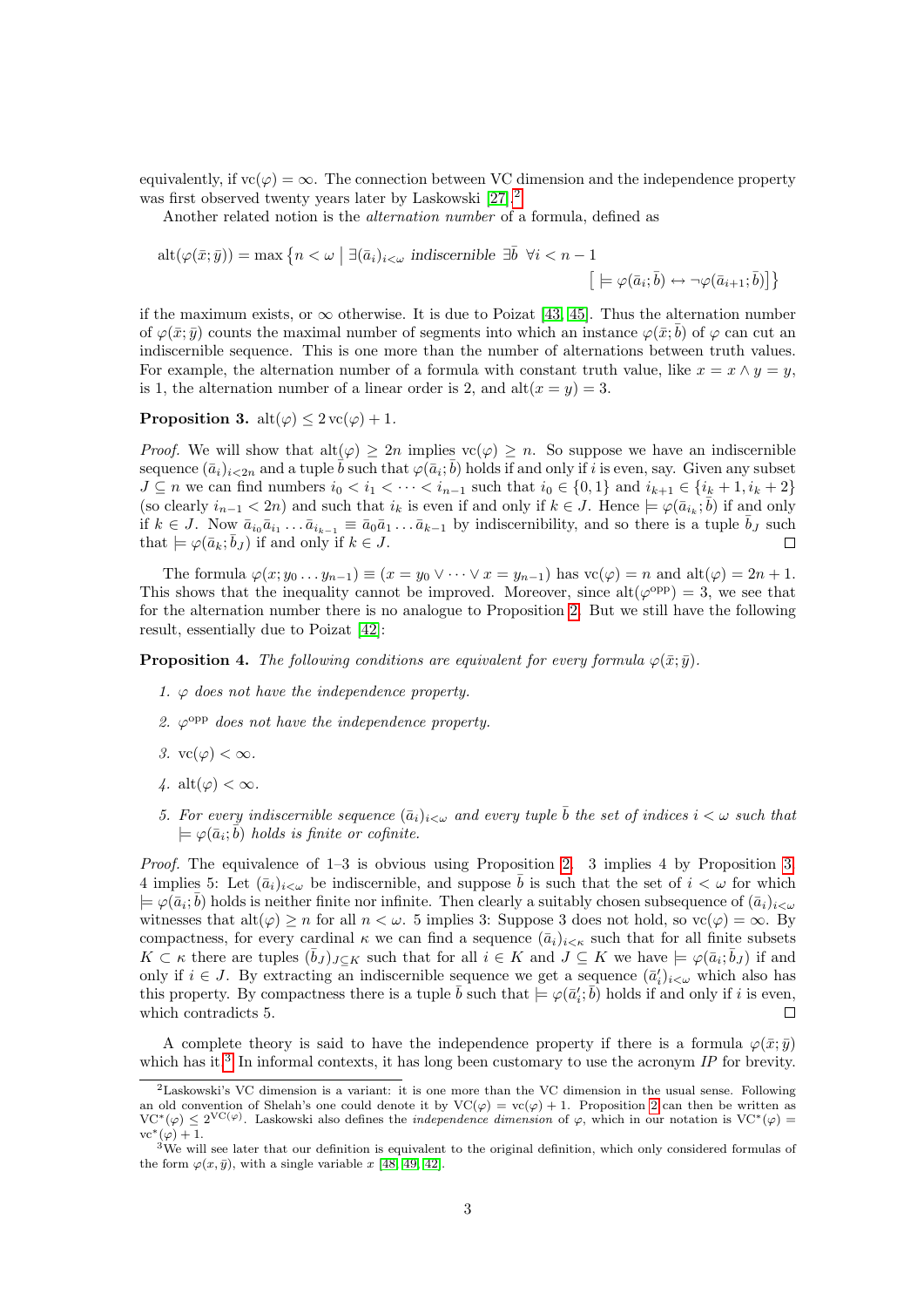equivalently, if $\mathrm{vc}(\varphi) = \infty$. The connection between VC dimension and the independence property was first observed twenty years later by Laskowski [27].[2]

Another related notion is the *alternation number* of a formula, defined as

$$\mathrm{alt}(\varphi(\bar{x};\bar{y})) = \max\left\{n < \omega \;\middle|\; \exists (\bar{a}_i)_{i<\omega} \textit{ indiscernible } \exists \bar{b}\ \ \forall i < n-1 \; \left[\, \models \varphi(\bar{a}_i;\bar{b}) \leftrightarrow \neg\varphi(\bar{a}_{i+1};\bar{b})\right]\right\}$$

if the maximum exists, or $\infty$ otherwise. It is due to Poizat [43, 45]. Thus the alternation number of $\varphi(\bar{x};\bar{y})$ counts the maximal number of segments into which an instance $\varphi(\bar{x};\bar{b})$ of $\varphi$ can cut an indiscernible sequence. This is one more than the number of alternations between truth values. For example, the alternation number of a formula with constant truth value, like $x = x \wedge y = y$, is 1, the alternation number of a linear order is 2, and $\mathrm{alt}(x = y) = 3$.

**Proposition 3.** $\mathrm{alt}(\varphi) \leq 2\,\mathrm{vc}(\varphi) + 1$.

*Proof.* We will show that $\mathrm{alt}(\varphi) \geq 2n$ implies $\mathrm{vc}(\varphi) \geq n$. So suppose we have an indiscernible sequence $(\bar{a}_i)_{i<2n}$ and a tuple $\bar{b}$ such that $\varphi(\bar{a}_i;\bar{b})$ holds if and only if $i$ is even, say. Given any subset $J \subseteq n$ we can find numbers $i_0 < i_1 < \cdots < i_{n-1}$ such that $i_0 \in \{0,1\}$ and $i_{k+1} \in \{i_k+1, i_k+2\}$ (so clearly $i_{n-1} < 2n$) and such that $i_k$ is even if and only if $k \in J$. Hence $\models \varphi(\bar{a}_{i_k};\bar{b})$ if and only if $k \in J$. Now $\bar{a}_{i_0}\bar{a}_{i_1}\ldots\bar{a}_{i_{k-1}} \equiv \bar{a}_0\bar{a}_1\ldots\bar{a}_{k-1}$ by indiscernibility, and so there is a tuple $\bar{b}_J$ such that $\models \varphi(\bar{a}_k;\bar{b}_J)$ if and only if $k \in J$. $\square$

The formula $\varphi(x;y_0\ldots y_{n-1}) \equiv (x = y_0 \vee \cdots \vee x = y_{n-1})$ has $\mathrm{vc}(\varphi) = n$ and $\mathrm{alt}(\varphi) = 2n+1$. This shows that the inequality cannot be improved. Moreover, since $\mathrm{alt}(\varphi^{\mathrm{opp}}) = 3$, we see that for the alternation number there is no analogue to Proposition 2. But we still have the following result, essentially due to Poizat [42]:

**Proposition 4.** *The following conditions are equivalent for every formula $\varphi(\bar{x};\bar{y})$.*

1. *$\varphi$ does not have the independence property.*
2. *$\varphi^{\mathrm{opp}}$ does not have the independence property.*
3. *$\mathrm{vc}(\varphi) < \infty$.*
4. *$\mathrm{alt}(\varphi) < \infty$.*
5. *For every indiscernible sequence $(\bar{a}_i)_{i<\omega}$ and every tuple $\bar{b}$ the set of indices $i < \omega$ such that $\models \varphi(\bar{a}_i;\bar{b})$ holds is finite or cofinite.*

*Proof.* The equivalence of 1–3 is obvious using Proposition 2. 3 implies 4 by Proposition 3. 4 implies 5: Let $(\bar{a}_i)_{i<\omega}$ be indiscernible, and suppose $\bar{b}$ is such that the set of $i < \omega$ for which $\models \varphi(\bar{a}_i;\bar{b})$ holds is neither finite nor infinite. Then clearly a suitably chosen subsequence of $(\bar{a}_i)_{i<\omega}$ witnesses that $\mathrm{alt}(\varphi) \geq n$ for all $n < \omega$. 5 implies 3: Suppose 3 does not hold, so $\mathrm{vc}(\varphi) = \infty$. By compactness, for every cardinal $\kappa$ we can find a sequence $(\bar{a}_i)_{i<\kappa}$ such that for all finite subsets $K \subset \kappa$ there are tuples $(\bar{b}_J)_{J\subseteq K}$ such that for all $i \in K$ and $J \subseteq K$ we have $\models \varphi(\bar{a}_i;\bar{b}_J)$ if and only if $i \in J$. By extracting an indiscernible sequence we get a sequence $(\bar{a}'_i)_{i<\omega}$ which also has this property. By compactness there is a tuple $\bar{b}$ such that $\models \varphi(\bar{a}'_i;\bar{b})$ holds if and only if $i$ is even, which contradicts 5. $\square$

A complete theory is said to have the independence property if there is a formula $\varphi(\bar{x};\bar{y})$ which has it.[3] In informal contexts, it has long been customary to use the acronym *IP* for brevity.

[2] Laskowski's VC dimension is a variant: it is one more than the VC dimension in the usual sense. Following an old convention of Shelah's one could denote it by $\mathrm{VC}(\varphi) = \mathrm{vc}(\varphi) + 1$. Proposition 2 can then be written as $\mathrm{VC}^*(\varphi) \leq 2^{\mathrm{VC}(\varphi)}$. Laskowski also defines the *independence dimension* of $\varphi$, which in our notation is $\mathrm{VC}^*(\varphi) = \mathrm{vc}^*(\varphi) + 1$.

[3] We will see later that our definition is equivalent to the original definition, which only considered formulas of the form $\varphi(x,\bar{y})$, with a single variable $x$ [48, 49, 42].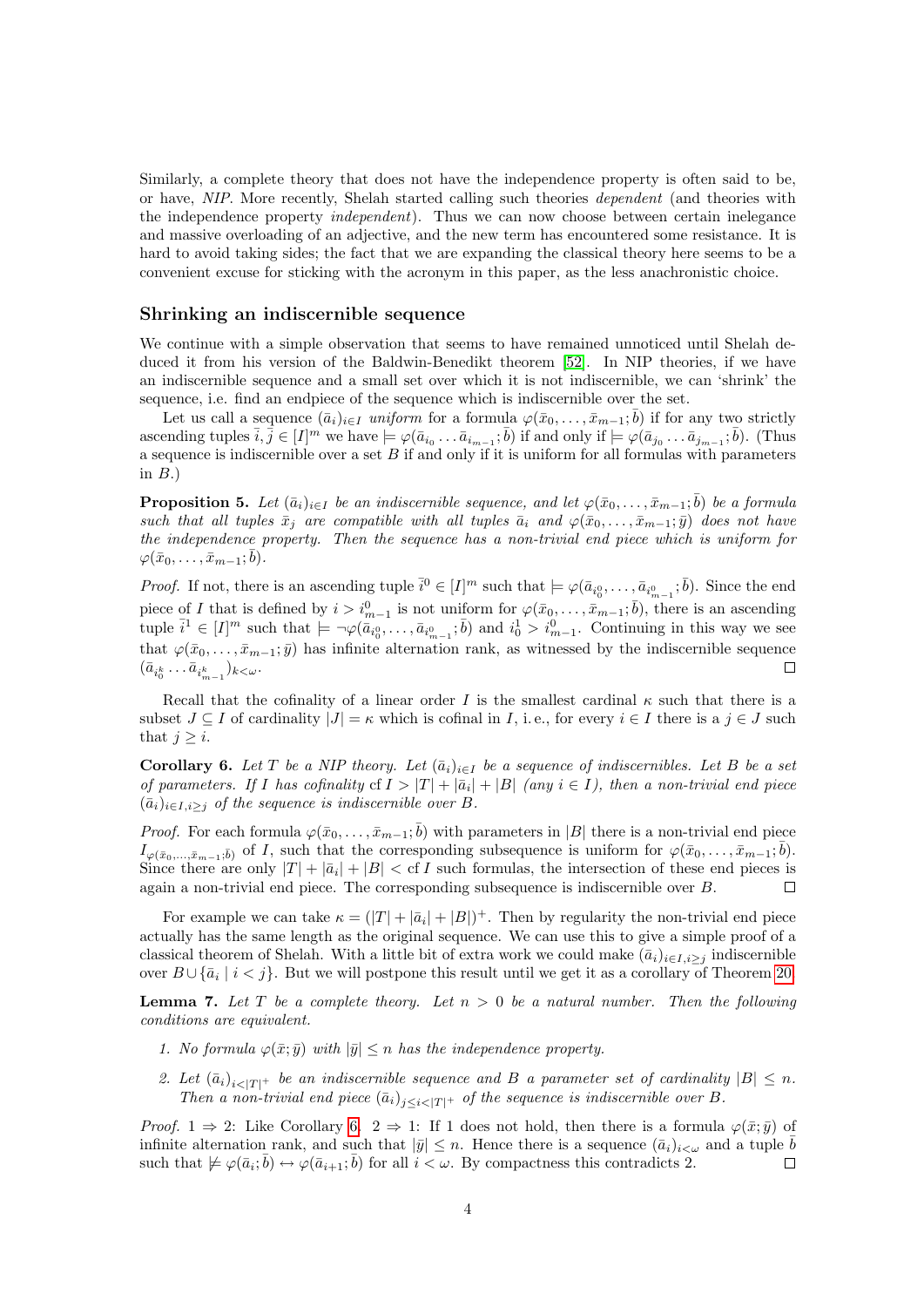Similarly, a complete theory that does not have the independence property is often said to be, or have, *NIP*. More recently, Shelah started calling such theories *dependent* (and theories with the independence property *independent*). Thus we can now choose between certain inelegance and massive overloading of an adjective, and the new term has encountered some resistance. It is hard to avoid taking sides; the fact that we are expanding the classical theory here seems to be a convenient excuse for sticking with the acronym in this paper, as the less anachronistic choice.

### Shrinking an indiscernible sequence

We continue with a simple observation that seems to have remained unnoticed until Shelah deduced it from his version of the Baldwin-Benedikt theorem [52]. In NIP theories, if we have an indiscernible sequence and a small set over which it is not indiscernible, we can 'shrink' the sequence, i.e. find an endpiece of the sequence which is indiscernible over the set.

Let us call a sequence $(\bar{a}_i)_{i\in I}$ *uniform* for a formula $\varphi(\bar{x}_0,\ldots,\bar{x}_{m-1};\bar{b})$ if for any two strictly ascending tuples $\bar{i},\bar{j}\in[I]^m$ we have $\models\varphi(\bar{a}_{i_0}\ldots\bar{a}_{i_{m-1}};\bar{b})$ if and only if $\models\varphi(\bar{a}_{j_0}\ldots\bar{a}_{j_{m-1}};\bar{b})$. (Thus a sequence is indiscernible over a set $B$ if and only if it is uniform for all formulas with parameters in $B$.)

**Proposition 5.** *Let $(\bar{a}_i)_{i\in I}$ be an indiscernible sequence, and let $\varphi(\bar{x}_0,\ldots,\bar{x}_{m-1};\bar{b})$ be a formula such that all tuples $\bar{x}_j$ are compatible with all tuples $\bar{a}_i$ and $\varphi(\bar{x}_0,\ldots,\bar{x}_{m-1};\bar{y})$ does not have the independence property. Then the sequence has a non-trivial end piece which is uniform for $\varphi(\bar{x}_0,\ldots,\bar{x}_{m-1};\bar{b})$.*

*Proof.* If not, there is an ascending tuple $\bar{i}^0\in[I]^m$ such that $\models\varphi(\bar{a}_{i^0_0},\ldots,\bar{a}_{i^0_{m-1}};\bar{b})$. Since the end piece of $I$ that is defined by $i>i^0_{m-1}$ is not uniform for $\varphi(\bar{x}_0,\ldots,\bar{x}_{m-1};\bar{b})$, there is an ascending tuple $\bar{i}^1\in[I]^m$ such that $\models\neg\varphi(\bar{a}_{i^0_0},\ldots,\bar{a}_{i^0_{m-1}};\bar{b})$ and $i^1_0>i^0_{m-1}$. Continuing in this way we see that $\varphi(\bar{x}_0,\ldots,\bar{x}_{m-1};\bar{y})$ has infinite alternation rank, as witnessed by the indiscernible sequence $(\bar{a}_{i^k_0}\ldots\bar{a}_{i^k_{m-1}})_{k<\omega}$. ◻

Recall that the cofinality of a linear order $I$ is the smallest cardinal $\kappa$ such that there is a subset $J\subseteq I$ of cardinality $|J|=\kappa$ which is cofinal in $I$, i. e., for every $i\in I$ there is a $j\in J$ such that $j\geq i$.

**Corollary 6.** *Let $T$ be a NIP theory. Let $(\bar{a}_i)_{i\in I}$ be a sequence of indiscernibles. Let $B$ be a set of parameters. If $I$ has cofinality $\operatorname{cf} I>|T|+|\bar{a}_i|+|B|$ (any $i\in I$), then a non-trivial end piece $(\bar{a}_i)_{i\in I,i\geq j}$ of the sequence is indiscernible over $B$.*

*Proof.* For each formula $\varphi(\bar{x}_0,\ldots,\bar{x}_{m-1};\bar{b})$ with parameters in $|B|$ there is a non-trivial end piece $I_{\varphi(\bar{x}_0,\ldots,\bar{x}_{m-1};\bar{b})}$ of $I$, such that the corresponding subsequence is uniform for $\varphi(\bar{x}_0,\ldots,\bar{x}_{m-1};\bar{b})$. Since there are only $|T|+|\bar{a}_i|+|B|<\operatorname{cf} I$ such formulas, the intersection of these end pieces is again a non-trivial end piece. The corresponding subsequence is indiscernible over $B$. ◻

For example we can take $\kappa=(|T|+|\bar{a}_i|+|B|)^+$. Then by regularity the non-trivial end piece actually has the same length as the original sequence. We can use this to give a simple proof of a classical theorem of Shelah. With a little bit of extra work we could make $(\bar{a}_i)_{i\in I,i\geq j}$ indiscernible over $B\cup\{\bar{a}_i\mid i<j\}$. But we will postpone this result until we get it as a corollary of Theorem 20.

**Lemma 7.** *Let $T$ be a complete theory. Let $n>0$ be a natural number. Then the following conditions are equivalent.*

1. *No formula $\varphi(\bar{x};\bar{y})$ with $|\bar{y}|\leq n$ has the independence property.*
2. *Let $(\bar{a}_i)_{i<|T|^+}$ be an indiscernible sequence and $B$ a parameter set of cardinality $|B|\leq n$. Then a non-trivial end piece $(\bar{a}_i)_{j\leq i<|T|^+}$ of the sequence is indiscernible over $B$.*

*Proof.* $1\Rightarrow 2$: Like Corollary 6. $2\Rightarrow 1$: If 1 does not hold, then there is a formula $\varphi(\bar{x};\bar{y})$ of infinite alternation rank, and such that $|\bar{y}|\leq n$. Hence there is a sequence $(\bar{a}_i)_{i<\omega}$ and a tuple $\bar{b}$ such that $\not\models\varphi(\bar{a}_i;\bar{b})\leftrightarrow\varphi(\bar{a}_{i+1};\bar{b})$ for all $i<\omega$. By compactness this contradicts 2. ◻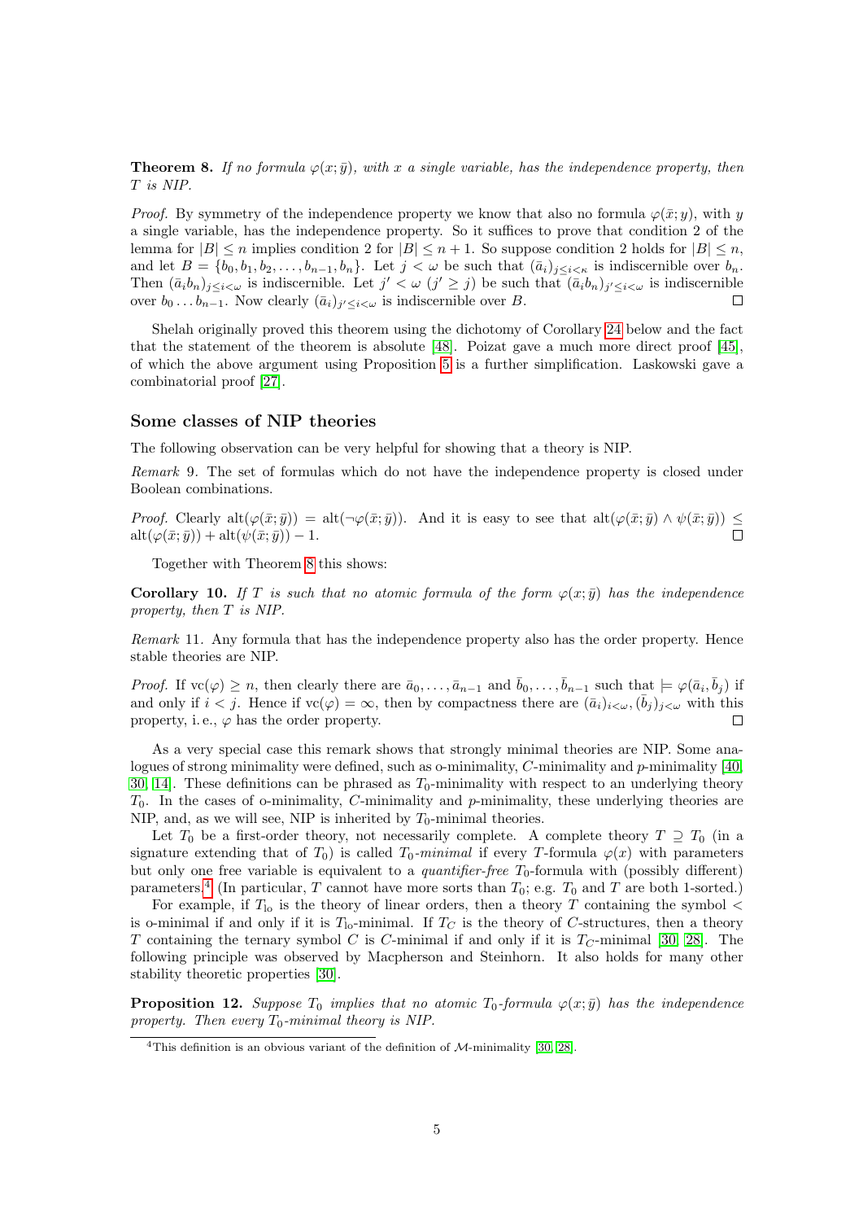**Theorem 8.** *If no formula $\varphi(x;\bar{y})$, with $x$ a single variable, has the independence property, then $T$ is NIP.*

*Proof.* By symmetry of the independence property we know that also no formula $\varphi(\bar{x};y)$, with $y$ a single variable, has the independence property. So it suffices to prove that condition 2 of the lemma for $|B| \leq n$ implies condition 2 for $|B| \leq n+1$. So suppose condition 2 holds for $|B| \leq n$, and let $B = \{b_0, b_1, b_2, \ldots, b_{n-1}, b_n\}$. Let $j < \omega$ be such that $(\bar{a}_i)_{j \leq i < \kappa}$ is indiscernible over $b_n$. Then $(\bar{a}_i b_n)_{j \leq i < \omega}$ is indiscernible. Let $j' < \omega$ ($j' \geq j$) be such that $(\bar{a}_i b_n)_{j' \leq i < \omega}$ is indiscernible over $b_0 \ldots b_{n-1}$. Now clearly $(\bar{a}_i)_{j' \leq i < \omega}$ is indiscernible over $B$. □

Shelah originally proved this theorem using the dichotomy of Corollary 24 below and the fact that the statement of the theorem is absolute [48]. Poizat gave a much more direct proof [45], of which the above argument using Proposition 5 is a further simplification. Laskowski gave a combinatorial proof [27].

## Some classes of NIP theories

The following observation can be very helpful for showing that a theory is NIP.

*Remark* 9. The set of formulas which do not have the independence property is closed under Boolean combinations.

*Proof.* Clearly $\mathrm{alt}(\varphi(\bar{x};\bar{y})) = \mathrm{alt}(\neg\varphi(\bar{x};\bar{y}))$. And it is easy to see that $\mathrm{alt}(\varphi(\bar{x};\bar{y}) \wedge \psi(\bar{x};\bar{y})) \leq \mathrm{alt}(\varphi(\bar{x};\bar{y})) + \mathrm{alt}(\psi(\bar{x};\bar{y})) - 1$. □

Together with Theorem 8 this shows:

**Corollary 10.** *If $T$ is such that no atomic formula of the form $\varphi(x;\bar{y})$ has the independence property, then $T$ is NIP.*

*Remark* 11. Any formula that has the independence property also has the order property. Hence stable theories are NIP.

*Proof.* If $\mathrm{vc}(\varphi) \geq n$, then clearly there are $\bar{a}_0, \ldots, \bar{a}_{n-1}$ and $\bar{b}_0, \ldots, \bar{b}_{n-1}$ such that $\models \varphi(\bar{a}_i, \bar{b}_j)$ if and only if $i < j$. Hence if $\mathrm{vc}(\varphi) = \infty$, then by compactness there are $(\bar{a}_i)_{i<\omega}, (\bar{b}_j)_{j<\omega}$ with this property, i. e., $\varphi$ has the order property. □

As a very special case this remark shows that strongly minimal theories are NIP. Some analogues of strong minimality were defined, such as o-minimality, $C$-minimality and $p$-minimality [40, 30, 14]. These definitions can be phrased as $T_0$-minimality with respect to an underlying theory $T_0$. In the cases of o-minimality, $C$-minimality and $p$-minimality, these underlying theories are NIP, and, as we will see, NIP is inherited by $T_0$-minimal theories.

Let $T_0$ be a first-order theory, not necessarily complete. A complete theory $T \supseteq T_0$ (in a signature extending that of $T_0$) is called *$T_0$-minimal* if every $T$-formula $\varphi(x)$ with parameters but only one free variable is equivalent to a *quantifier-free* $T_0$-formula with (possibly different) parameters.[4] (In particular, $T$ cannot have more sorts than $T_0$; e.g. $T_0$ and $T$ are both 1-sorted.)

For example, if $T_{\mathrm{lo}}$ is the theory of linear orders, then a theory $T$ containing the symbol $<$ is o-minimal if and only if it is $T_{\mathrm{lo}}$-minimal. If $T_C$ is the theory of $C$-structures, then a theory $T$ containing the ternary symbol $C$ is $C$-minimal if and only if it is $T_C$-minimal [30, 28]. The following principle was observed by Macpherson and Steinhorn. It also holds for many other stability theoretic properties [30].

**Proposition 12.** *Suppose $T_0$ implies that no atomic $T_0$-formula $\varphi(x;\bar{y})$ has the independence property. Then every $T_0$-minimal theory is NIP.*

[4] This definition is an obvious variant of the definition of $\mathcal{M}$-minimality [30, 28].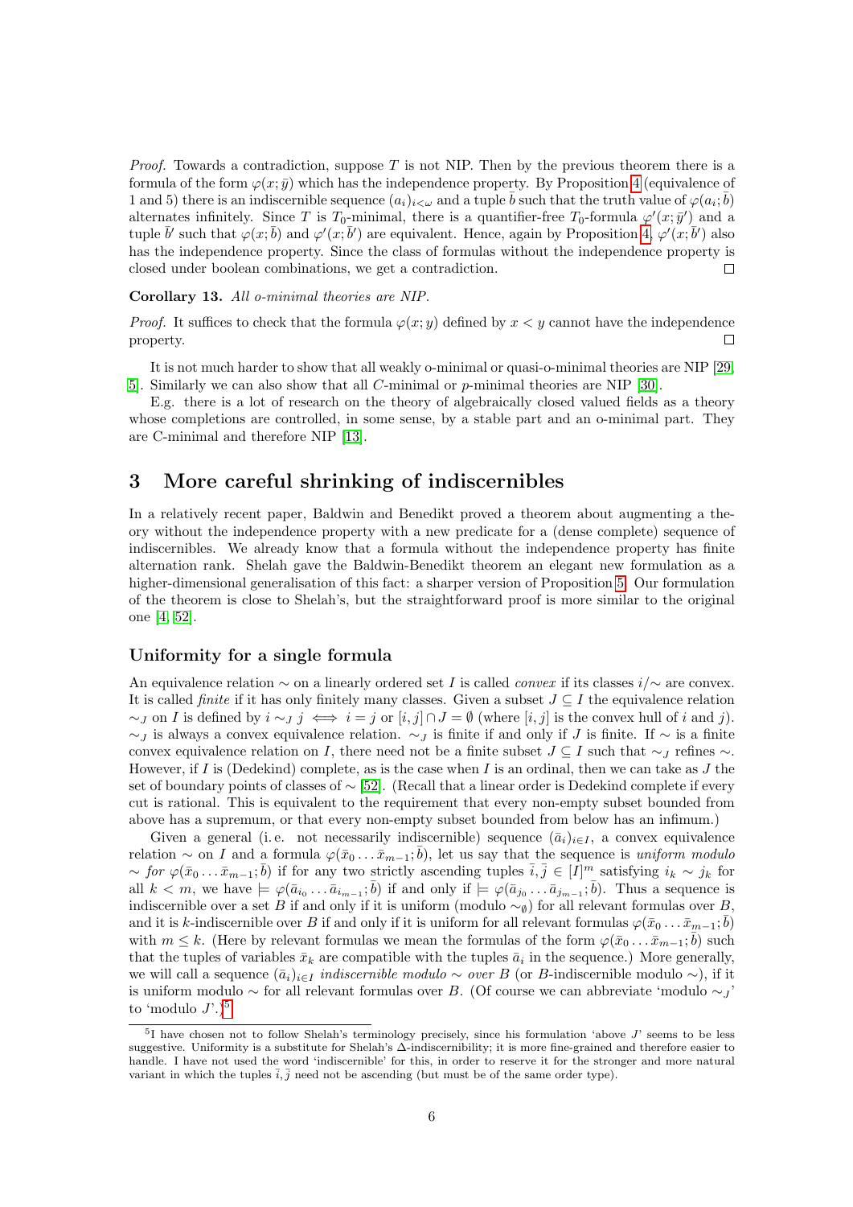*Proof.* Towards a contradiction, suppose $T$ is not NIP. Then by the previous theorem there is a formula of the form $\varphi(x;\bar{y})$ which has the independence property. By Proposition 4 (equivalence of 1 and 5) there is an indiscernible sequence $(a_i)_{i<\omega}$ and a tuple $\bar{b}$ such that the truth value of $\varphi(a_i;\bar{b})$ alternates infinitely. Since $T$ is $T_0$-minimal, there is a quantifier-free $T_0$-formula $\varphi'(x;\bar{y}')$ and a tuple $\bar{b}'$ such that $\varphi(x;\bar{b})$ and $\varphi'(x;\bar{b}')$ are equivalent. Hence, again by Proposition 4, $\varphi'(x;\bar{b}')$ also has the independence property. Since the class of formulas without the independence property is closed under boolean combinations, we get a contradiction. □

**Corollary 13.** *All o-minimal theories are NIP.*

*Proof.* It suffices to check that the formula $\varphi(x;y)$ defined by $x<y$ cannot have the independence property. □

It is not much harder to show that all weakly o-minimal or quasi-o-minimal theories are NIP [29, 5]. Similarly we can also show that all $C$-minimal or $p$-minimal theories are NIP [30].

E.g. there is a lot of research on the theory of algebraically closed valued fields as a theory whose completions are controlled, in some sense, by a stable part and an o-minimal part. They are C-minimal and therefore NIP [13].

# 3 More careful shrinking of indiscernibles

In a relatively recent paper, Baldwin and Benedikt proved a theorem about augmenting a theory without the independence property with a new predicate for a (dense complete) sequence of indiscernibles. We already know that a formula without the independence property has finite alternation rank. Shelah gave the Baldwin-Benedikt theorem an elegant new formulation as a higher-dimensional generalisation of this fact: a sharper version of Proposition 5. Our formulation of the theorem is close to Shelah's, but the straightforward proof is more similar to the original one [4, 52].

## Uniformity for a single formula

An equivalence relation $\sim$ on a linearly ordered set $I$ is called *convex* if its classes $i/{\sim}$ are convex. It is called *finite* if it has only finitely many classes. Given a subset $J\subseteq I$ the equivalence relation $\sim_J$ on $I$ is defined by $i\sim_J j \iff i=j$ or $[i,j]\cap J=\emptyset$ (where $[i,j]$ is the convex hull of $i$ and $j$). $\sim_J$ is always a convex equivalence relation. $\sim_J$ is finite if and only if $J$ is finite. If $\sim$ is a finite convex equivalence relation on $I$, there need not be a finite subset $J\subseteq I$ such that $\sim_J$ refines $\sim$. However, if $I$ is (Dedekind) complete, as is the case when $I$ is an ordinal, then we can take as $J$ the set of boundary points of classes of $\sim$ [52]. (Recall that a linear order is Dedekind complete if every cut is rational. This is equivalent to the requirement that every non-empty subset bounded from above has a supremum, or that every non-empty subset bounded from below has an infimum.)

Given a general (i. e. not necessarily indiscernible) sequence $(\bar{a}_i)_{i\in I}$, a convex equivalence relation $\sim$ on $I$ and a formula $\varphi(\bar{x}_0\ldots\bar{x}_{m-1};\bar{b})$, let us say that the sequence is *uniform modulo* $\sim$ *for* $\varphi(\bar{x}_0\ldots\bar{x}_{m-1};\bar{b})$ if for any two strictly ascending tuples $\bar{i},\bar{j}\in[I]^m$ satisfying $i_k\sim j_k$ for all $k<m$, we have $\models\varphi(\bar{a}_{i_0}\ldots\bar{a}_{i_{m-1}};\bar{b})$ if and only if $\models\varphi(\bar{a}_{j_0}\ldots\bar{a}_{j_{m-1}};\bar{b})$. Thus a sequence is indiscernible over a set $B$ if and only if it is uniform (modulo $\sim_\emptyset$) for all relevant formulas over $B$, and it is $k$-indiscernible over $B$ if and only if it is uniform for all relevant formulas $\varphi(\bar{x}_0\ldots\bar{x}_{m-1};\bar{b})$ with $m\leq k$. (Here by relevant formulas we mean the formulas of the form $\varphi(\bar{x}_0\ldots\bar{x}_{m-1};\bar{b})$ such that the tuples of variables $\bar{x}_k$ are compatible with the tuples $\bar{a}_i$ in the sequence.) More generally, we will call a sequence $(\bar{a}_i)_{i\in I}$ *indiscernible modulo* $\sim$ *over* $B$ (or $B$-indiscernible modulo $\sim$), if it is uniform modulo $\sim$ for all relevant formulas over $B$. (Of course we can abbreviate 'modulo $\sim_J$' to 'modulo $J$'.)[5]

[5] I have chosen not to follow Shelah's terminology precisely, since his formulation 'above $J$' seems to be less suggestive. Uniformity is a substitute for Shelah's $\Delta$-indiscernibility; it is more fine-grained and therefore easier to handle. I have not used the word 'indiscernible' for this, in order to reserve it for the stronger and more natural variant in which the tuples $\bar{i},\bar{j}$ need not be ascending (but must be of the same order type).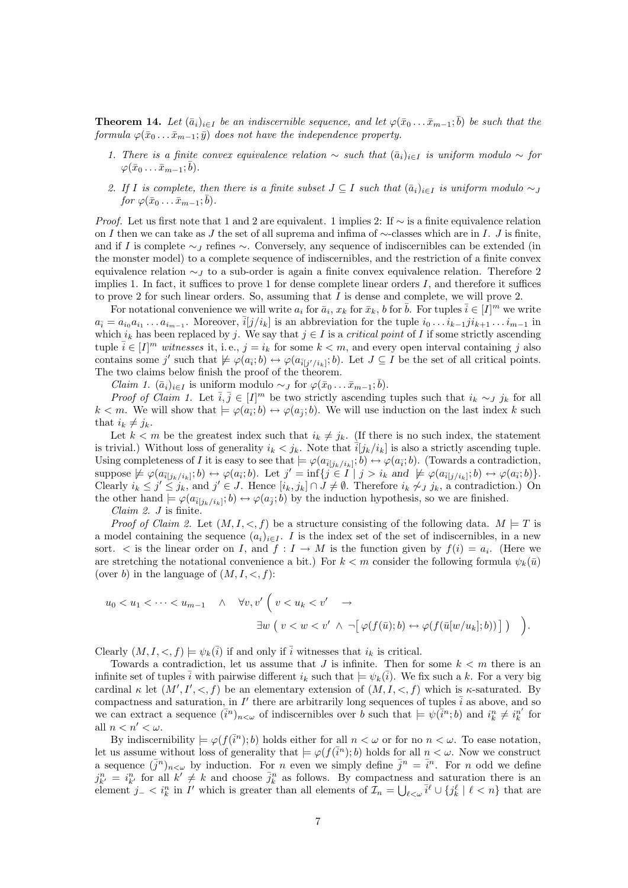**Theorem 14.** *Let $(\bar{a}_i)_{i\in I}$ be an indiscernible sequence, and let $\varphi(\bar{x}_0 \dots \bar{x}_{m-1}; \bar{b})$ be such that the formula $\varphi(\bar{x}_0 \dots \bar{x}_{m-1}; \bar{y})$ does not have the independence property.*

1. *There is a finite convex equivalence relation $\sim$ such that $(\bar{a}_i)_{i\in I}$ is uniform modulo $\sim$ for $\varphi(\bar{x}_0 \dots \bar{x}_{m-1}; \bar{b})$.*
2. *If $I$ is complete, then there is a finite subset $J \subseteq I$ such that $(\bar{a}_i)_{i\in I}$ is uniform modulo $\sim_J$ for $\varphi(\bar{x}_0 \dots \bar{x}_{m-1}; \bar{b})$.*

*Proof.* Let us first note that 1 and 2 are equivalent. 1 implies 2: If $\sim$ is a finite equivalence relation on $I$ then we can take as $J$ the set of all suprema and infima of $\sim$-classes which are in $I$. $J$ is finite, and if $I$ is complete $\sim_J$ refines $\sim$. Conversely, any sequence of indiscernibles can be extended (in the monster model) to a complete sequence of indiscernibles, and the restriction of a finite convex equivalence relation $\sim_J$ to a sub-order is again a finite convex equivalence relation. Therefore 2 implies 1. In fact, it suffices to prove 1 for dense complete linear orders $I$, and therefore it suffices to prove 2 for such linear orders. So, assuming that $I$ is dense and complete, we will prove 2.

For notational convenience we will write $a_i$ for $\bar{a}_i$, $x_k$ for $\bar{x}_k$, $b$ for $\bar{b}$. For tuples $\bar{i} \in [I]^m$ we write $a_{\bar{i}} = a_{i_0} a_{i_1} \dots a_{i_{m-1}}$. Moreover, $\bar{i}[j/i_k]$ is an abbreviation for the tuple $i_0 \dots i_{k-1} j i_{k+1} \dots i_{m-1}$ in which $i_k$ has been replaced by $j$. We say that $j \in I$ is a *critical point* of $I$ if some strictly ascending tuple $\bar{i} \in [I]^m$ *witnesses* it, i. e., $j = i_k$ for some $k < m$, and every open interval containing $j$ also contains some $j'$ such that $\not\models \varphi(a_{\bar{i}}; b) \leftrightarrow \varphi(a_{\bar{i}[j'/i_k]}; b)$. Let $J \subseteq I$ be the set of all critical points. The two claims below finish the proof of the theorem.

*Claim 1.* $(\bar{a}_i)_{i\in I}$ is uniform modulo $\sim_J$ for $\varphi(\bar{x}_0 \dots \bar{x}_{m-1}; \bar{b})$.

*Proof of Claim 1.* Let $\bar{i}, \bar{j} \in [I]^m$ be two strictly ascending tuples such that $i_k \sim_J j_k$ for all $k < m$. We will show that $\models \varphi(a_{\bar{i}}; b) \leftrightarrow \varphi(a_{\bar{j}}; b)$. We will use induction on the last index $k$ such that $i_k \neq j_k$.

Let $k < m$ be the greatest index such that $i_k \neq j_k$. (If there is no such index, the statement is trivial.) Without loss of generality $i_k < j_k$. Note that $\bar{i}[j_k/i_k]$ is also a strictly ascending tuple. Using completeness of $I$ it is easy to see that $\models \varphi(a_{\bar{i}[j_k/i_k]}; b) \leftrightarrow \varphi(a_{\bar{i}}; b)$. (Towards a contradiction, suppose $\not\models \varphi(a_{\bar{i}[j_k/i_k]}; b) \leftrightarrow \varphi(a_{\bar{i}}; b)$. Let $j' = \inf\{ j \in I \mid j > i_k \text{ and } \not\models \varphi(a_{\bar{i}[j/i_k]}; b) \leftrightarrow \varphi(a_{\bar{i}}; b)\}$. Clearly $i_k \le j' \le j_k$, and $j' \in J$. Hence $[i_k, j_k] \cap J \neq \emptyset$. Therefore $i_k \not\sim_J j_k$, a contradiction.) On the other hand $\models \varphi(a_{\bar{i}[j_k/i_k]}; b) \leftrightarrow \varphi(a_{\bar{j}}; b)$ by the induction hypothesis, so we are finished.

*Claim 2.* $J$ is finite.

*Proof of Claim 2.* Let $(M, I, <, f)$ be a structure consisting of the following data. $M \models T$ is a model containing the sequence $(a_i)_{i\in I}$. $I$ is the index set of the set of indiscernibles, in a new sort. $<$ is the linear order on $I$, and $f : I \to M$ is the function given by $f(i) = a_i$. (Here we are stretching the notational convenience a bit.) For $k < m$ consider the following formula $\psi_k(\bar{u})$ (over $b$) in the language of $(M, I, <, f)$:

$$u_0 < u_1 < \cdots < u_{m-1} \quad \wedge \quad \forall v, v' \Big( \, v < u_k < v' \quad \to \\ \exists w \, \big( \, v < w < v' \, \wedge \, \neg\big[ \, \varphi(f(\bar{u}); b) \leftrightarrow \varphi(f(\bar{u}[w/u_k]; b)) \, \big] \, \big) \quad \Big).$$

Clearly $(M, I, <, f) \models \psi_k(\bar{i})$ if and only if $\bar{i}$ witnesses that $i_k$ is critical.

Towards a contradiction, let us assume that $J$ is infinite. Then for some $k < m$ there is an infinite set of tuples $\bar{i}$ with pairwise different $i_k$ such that $\models \psi_k(\bar{i})$. We fix such a $k$. For a very big cardinal $\kappa$ let $(M', I', <, f)$ be an elementary extension of $(M, I, <, f)$ which is $\kappa$-saturated. By compactness and saturation, in $I'$ there are arbitrarily long sequences of tuples $\bar{i}$ as above, and so we can extract a sequence $(\bar{i}^n)_{n<\omega}$ of indiscernibles over $b$ such that $\models \psi(\bar{i}^n; b)$ and $i_k^n \neq i_k^{n'}$ for all $n < n' < \omega$.

By indiscernibility $\models \varphi(f(\bar{i}^n); b)$ holds either for all $n < \omega$ or for no $n < \omega$. To ease notation, let us assume without loss of generality that $\models \varphi(f(\bar{i}^n); b)$ holds for all $n < \omega$. Now we construct a sequence $(\bar{j}^n)_{n<\omega}$ by induction. For $n$ even we simply define $\bar{j}^n = \bar{i}^n$. For $n$ odd we define $j_{k'}^n = i_{k'}^n$ for all $k' \neq k$ and choose $\bar{j}_k^n$ as follows. By compactness and saturation there is an element $j_- < i_k^n$ in $I'$ which is greater than all elements of $\mathcal{I}_n = \bigcup_{\ell<\omega} \bar{i}^\ell \cup \{ j_k^\ell \mid \ell < n\}$ that are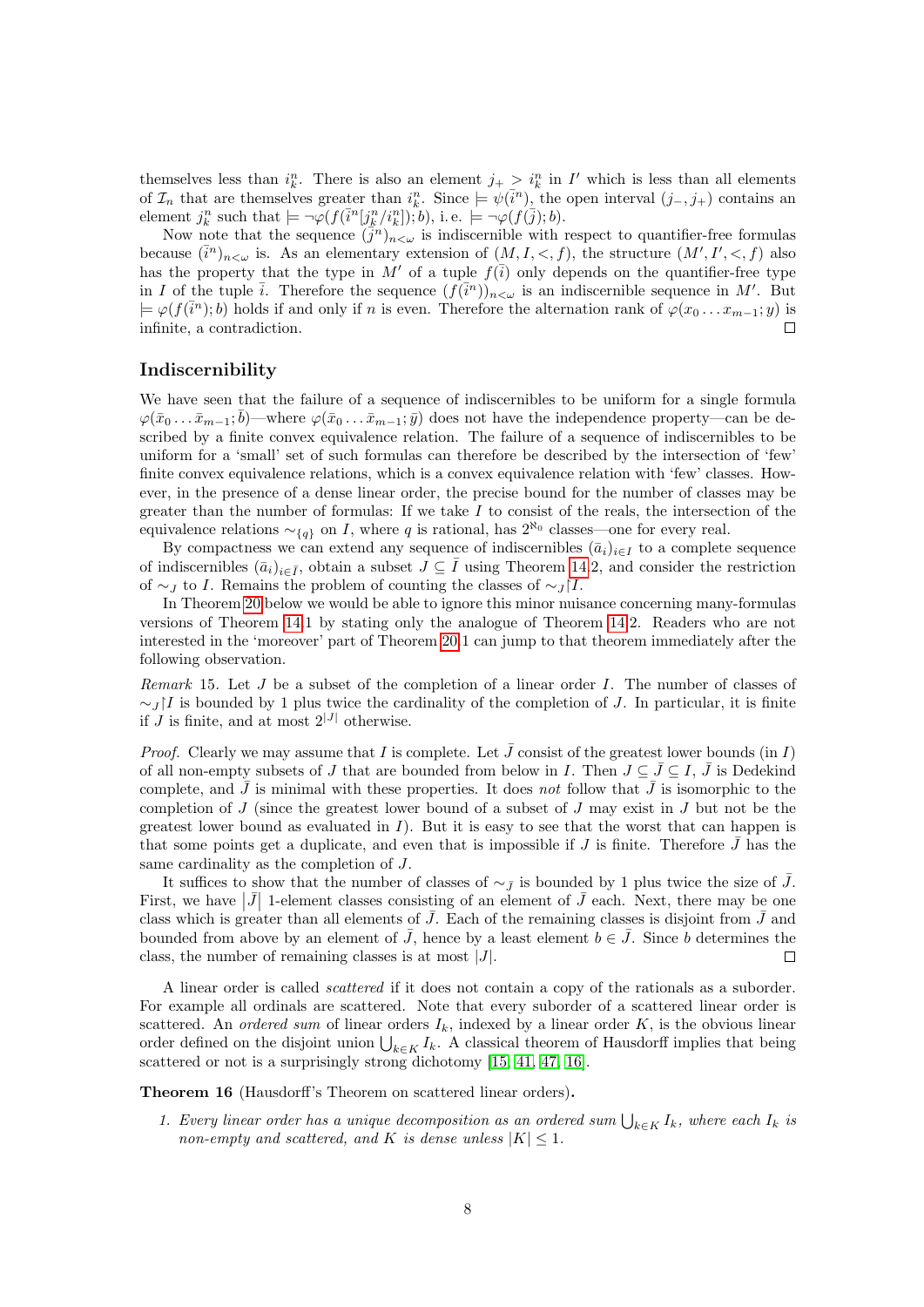themselves less than $i^n_k$. There is also an element $j_+ > i^n_k$ in $I'$ which is less than all elements of $\mathcal{I}_n$ that are themselves greater than $i^n_k$. Since $\models \psi(\bar{i}^n)$, the open interval $(j_-, j_+)$ contains an element $j^n_k$ such that $\models \neg\varphi(f(\bar{i}^n[j^n_k/i^n_k]); b)$, i. e. $\models \neg\varphi(f(\bar{j}); b)$.

Now note that the sequence $(\bar{j}^n)_{n<\omega}$ is indiscernible with respect to quantifier-free formulas because $(\bar{i}^n)_{n<\omega}$ is. As an elementary extension of $(M, I, <, f)$, the structure $(M', I', <, f)$ also has the property that the type in $M'$ of a tuple $f(\bar{i})$ only depends on the quantifier-free type in $I$ of the tuple $\bar{i}$. Therefore the sequence $(f(\bar{i}^n))_{n<\omega}$ is an indiscernible sequence in $M'$. But $\models \varphi(f(\bar{i}^n); b)$ holds if and only if $n$ is even. Therefore the alternation rank of $\varphi(x_0 \dots x_{m-1}; y)$ is infinite, a contradiction. □

## Indiscernibility

We have seen that the failure of a sequence of indiscernibles to be uniform for a single formula $\varphi(\bar{x}_0 \dots \bar{x}_{m-1}; \bar{b})$—where $\varphi(\bar{x}_0 \dots \bar{x}_{m-1}; \bar{y})$ does not have the independence property—can be described by a finite convex equivalence relation. The failure of a sequence of indiscernibles to be uniform for a 'small' set of such formulas can therefore be described by the intersection of 'few' finite convex equivalence relations, which is a convex equivalence relation with 'few' classes. However, in the presence of a dense linear order, the precise bound for the number of classes may be greater than the number of formulas: If we take $I$ to consist of the reals, the intersection of the equivalence relations $\sim_{\{q\}}$ on $I$, where $q$ is rational, has $2^{\aleph_0}$ classes—one for every real.

By compactness we can extend any sequence of indiscernibles $(\bar{a}_i)_{i\in I}$ to a complete sequence of indiscernibles $(\bar{a}_i)_{i\in\bar{I}}$, obtain a subset $J \subseteq \bar{I}$ using Theorem 14.2, and consider the restriction of $\sim_J$ to $I$. Remains the problem of counting the classes of $\sim_J\restriction I$.

In Theorem 20 below we would be able to ignore this minor nuisance concerning many-formulas versions of Theorem 14.1 by stating only the analogue of Theorem 14.2. Readers who are not interested in the 'moreover' part of Theorem 20.1 can jump to that theorem immediately after the following observation.

*Remark* 15. Let $J$ be a subset of the completion of a linear order $I$. The number of classes of $\sim_J\restriction I$ is bounded by 1 plus twice the cardinality of the completion of $J$. In particular, it is finite if $J$ is finite, and at most $2^{|J|}$ otherwise.

*Proof.* Clearly we may assume that $I$ is complete. Let $\bar{J}$ consist of the greatest lower bounds (in $I$) of all non-empty subsets of $J$ that are bounded from below in $I$. Then $J \subseteq \bar{J} \subseteq I$, $\bar{J}$ is Dedekind complete, and $\bar{J}$ is minimal with these properties. It does *not* follow that $\bar{J}$ is isomorphic to the completion of $J$ (since the greatest lower bound of a subset of $J$ may exist in $J$ but not be the greatest lower bound as evaluated in $I$). But it is easy to see that the worst that can happen is that some points get a duplicate, and even that is impossible if $J$ is finite. Therefore $\bar{J}$ has the same cardinality as the completion of $J$.

It suffices to show that the number of classes of $\sim_{\bar{J}}$ is bounded by 1 plus twice the size of $\bar{J}$. First, we have $|\bar{J}|$ 1-element classes consisting of an element of $\bar{J}$ each. Next, there may be one class which is greater than all elements of $\bar{J}$. Each of the remaining classes is disjoint from $\bar{J}$ and bounded from above by an element of $\bar{J}$, hence by a least element $b \in \bar{J}$. Since $b$ determines the class, the number of remaining classes is at most $|J|$. □

A linear order is called *scattered* if it does not contain a copy of the rationals as a suborder. For example all ordinals are scattered. Note that every suborder of a scattered linear order is scattered. An *ordered sum* of linear orders $I_k$, indexed by a linear order $K$, is the obvious linear order defined on the disjoint union $\bigcup_{k\in K} I_k$. A classical theorem of Hausdorff implies that being scattered or not is a surprisingly strong dichotomy [15, 41, 47, 16].

**Theorem 16** (Hausdorff's Theorem on scattered linear orders)**.**

1. *Every linear order has a unique decomposition as an ordered sum $\bigcup_{k\in K} I_k$, where each $I_k$ is non-empty and scattered, and $K$ is dense unless $|K| \leq 1$.*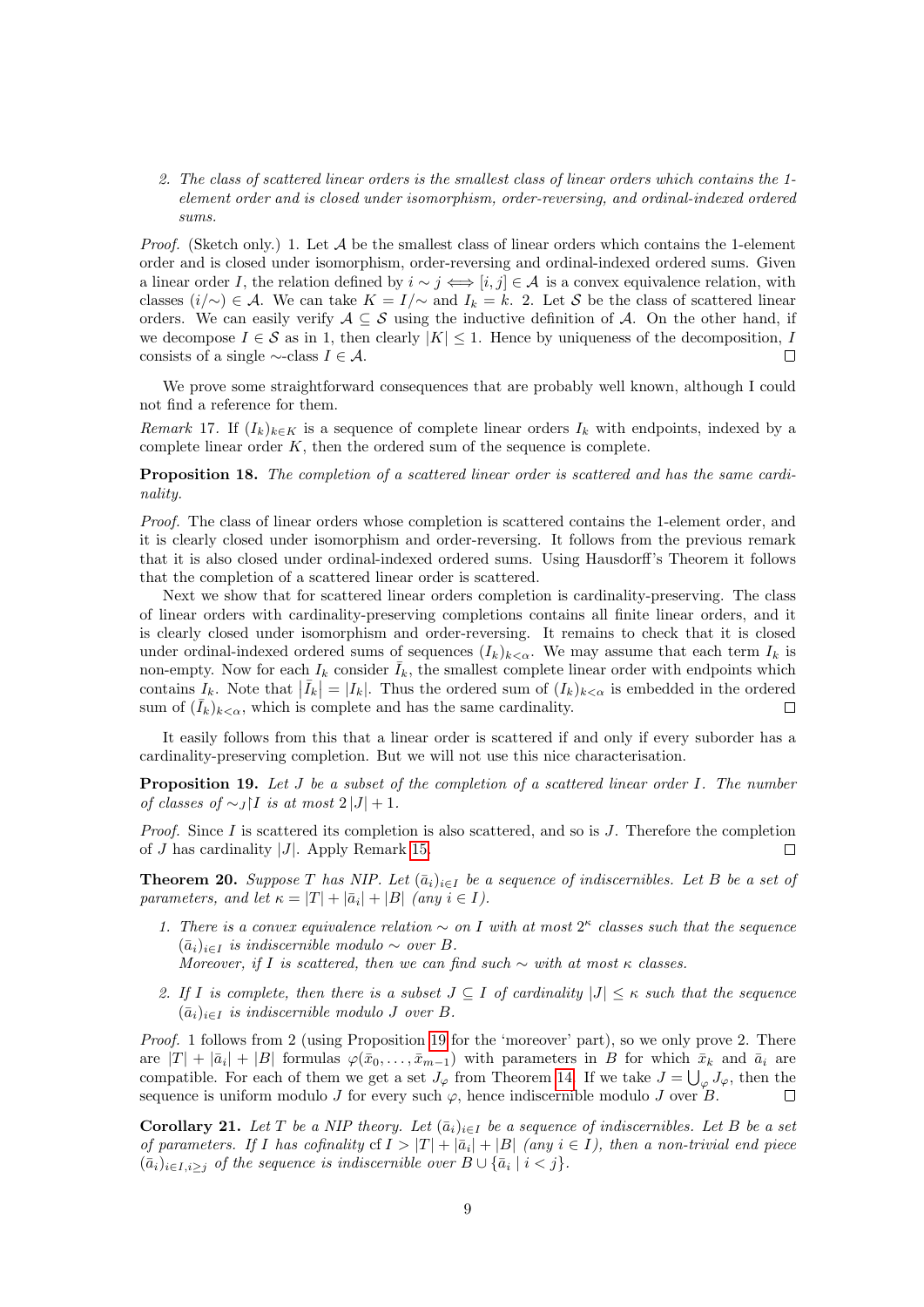2. *The class of scattered linear orders is the smallest class of linear orders which contains the 1-element order and is closed under isomorphism, order-reversing, and ordinal-indexed ordered sums.*

*Proof.* (Sketch only.) 1. Let $\mathcal{A}$ be the smallest class of linear orders which contains the 1-element order and is closed under isomorphism, order-reversing and ordinal-indexed ordered sums. Given a linear order $I$, the relation defined by $i \sim j \iff [i,j] \in \mathcal{A}$ is a convex equivalence relation, with classes $(i/{\sim}) \in \mathcal{A}$. We can take $K = I/{\sim}$ and $I_k = k$. 2. Let $\mathcal{S}$ be the class of scattered linear orders. We can easily verify $\mathcal{A} \subseteq \mathcal{S}$ using the inductive definition of $\mathcal{A}$. On the other hand, if we decompose $I \in \mathcal{S}$ as in 1, then clearly $|K| \leq 1$. Hence by uniqueness of the decomposition, $I$ consists of a single $\sim$-class $I \in \mathcal{A}$. □

We prove some straightforward consequences that are probably well known, although I could not find a reference for them.

*Remark* 17. If $(I_k)_{k \in K}$ is a sequence of complete linear orders $I_k$ with endpoints, indexed by a complete linear order $K$, then the ordered sum of the sequence is complete.

**Proposition 18.** *The completion of a scattered linear order is scattered and has the same cardinality.*

*Proof.* The class of linear orders whose completion is scattered contains the 1-element order, and it is clearly closed under isomorphism and order-reversing. It follows from the previous remark that it is also closed under ordinal-indexed ordered sums. Using Hausdorff's Theorem it follows that the completion of a scattered linear order is scattered.

Next we show that for scattered linear orders completion is cardinality-preserving. The class of linear orders with cardinality-preserving completions contains all finite linear orders, and it is clearly closed under isomorphism and order-reversing. It remains to check that it is closed under ordinal-indexed ordered sums of sequences $(I_k)_{k<\alpha}$. We may assume that each term $I_k$ is non-empty. Now for each $I_k$ consider $\bar{I}_k$, the smallest complete linear order with endpoints which contains $I_k$. Note that $|\bar{I}_k| = |I_k|$. Thus the ordered sum of $(I_k)_{k<\alpha}$ is embedded in the ordered sum of $(\bar{I}_k)_{k<\alpha}$, which is complete and has the same cardinality. □

It easily follows from this that a linear order is scattered if and only if every suborder has a cardinality-preserving completion. But we will not use this nice characterisation.

**Proposition 19.** *Let $J$ be a subset of the completion of a scattered linear order $I$. The number of classes of $\sim_J \restriction I$ is at most $2|J| + 1$.*

*Proof.* Since $I$ is scattered its completion is also scattered, and so is $J$. Therefore the completion of $J$ has cardinality $|J|$. Apply Remark 15. □

**Theorem 20.** *Suppose $T$ has NIP. Let $(\bar{a}_i)_{i \in I}$ be a sequence of indiscernibles. Let $B$ be a set of parameters, and let $\kappa = |T| + |\bar{a}_i| + |B|$ (any $i \in I$).*

1. *There is a convex equivalence relation $\sim$ on $I$ with at most $2^\kappa$ classes such that the sequence $(\bar{a}_i)_{i \in I}$ is indiscernible modulo $\sim$ over $B$.*
   *Moreover, if $I$ is scattered, then we can find such $\sim$ with at most $\kappa$ classes.*

2. *If $I$ is complete, then there is a subset $J \subseteq I$ of cardinality $|J| \leq \kappa$ such that the sequence $(\bar{a}_i)_{i \in I}$ is indiscernible modulo $J$ over $B$.*

*Proof.* 1 follows from 2 (using Proposition 19 for the 'moreover' part), so we only prove 2. There are $|T| + |\bar{a}_i| + |B|$ formulas $\varphi(\bar{x}_0, \dots, \bar{x}_{m-1})$ with parameters in $B$ for which $\bar{x}_k$ and $\bar{a}_i$ are compatible. For each of them we get a set $J_\varphi$ from Theorem 14. If we take $J = \bigcup_\varphi J_\varphi$, then the sequence is uniform modulo $J$ for every such $\varphi$, hence indiscernible modulo $J$ over $B$. □

**Corollary 21.** *Let $T$ be a NIP theory. Let $(\bar{a}_i)_{i \in I}$ be a sequence of indiscernibles. Let $B$ be a set of parameters. If $I$ has cofinality $\operatorname{cf} I > |T| + |\bar{a}_i| + |B|$ (any $i \in I$), then a non-trivial end piece $(\bar{a}_i)_{i \in I, i \geq j}$ of the sequence is indiscernible over $B \cup \{\bar{a}_i \mid i < j\}$.*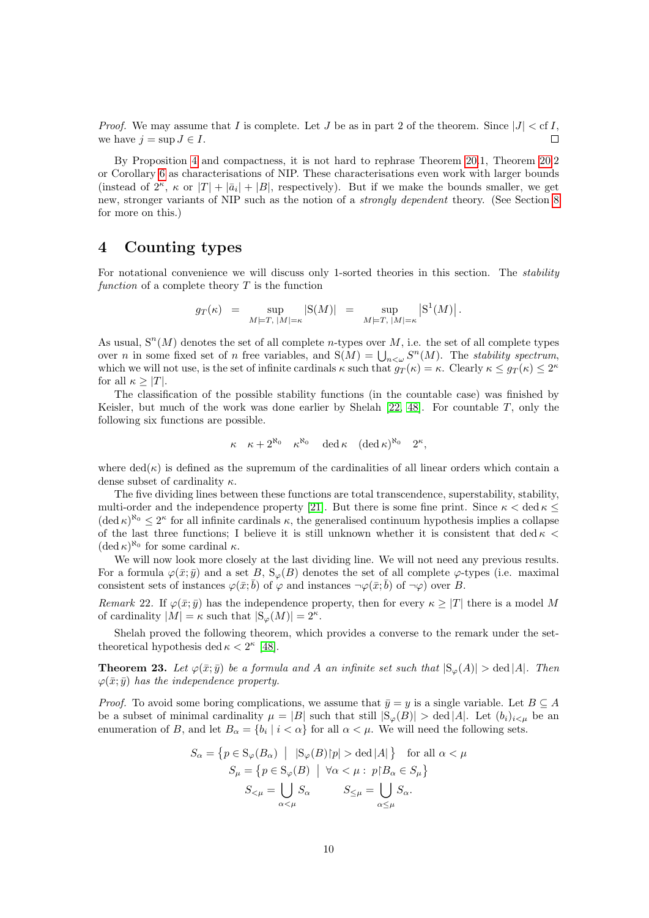*Proof.* We may assume that $I$ is complete. Let $J$ be as in part 2 of the theorem. Since $|J| < \operatorname{cf} I$, we have $j = \sup J \in I$. □

By Proposition 4 and compactness, it is not hard to rephrase Theorem 20.1, Theorem 20.2 or Corollary 6 as characterisations of NIP. These characterisations even work with larger bounds (instead of $2^\kappa$, $\kappa$ or $|T| + |\bar{a}_i| + |B|$, respectively). But if we make the bounds smaller, we get new, stronger variants of NIP such as the notion of a *strongly dependent* theory. (See Section 8 for more on this.)

# 4 Counting types

For notational convenience we will discuss only 1-sorted theories in this section. The *stability function* of a complete theory $T$ is the function

$$g_T(\kappa) \quad = \quad \sup_{M \models T,\ |M| = \kappa} |\mathrm{S}(M)| \quad = \quad \sup_{M \models T,\ |M| = \kappa} \left|\mathrm{S}^1(M)\right|.$$

As usual, $\mathrm{S}^n(M)$ denotes the set of all complete $n$-types over $M$, i.e. the set of all complete types over $n$ in some fixed set of $n$ free variables, and $\mathrm{S}(M) = \bigcup_{n<\omega} S^n(M)$. The *stability spectrum*, which we will not use, is the set of infinite cardinals $\kappa$ such that $g_T(\kappa) = \kappa$. Clearly $\kappa \leq g_T(\kappa) \leq 2^\kappa$ for all $\kappa \geq |T|$.

The classification of the possible stability functions (in the countable case) was finished by Keisler, but much of the work was done earlier by Shelah [22, 48]. For countable $T$, only the following six functions are possible.

$$\kappa \quad \kappa + 2^{\aleph_0} \quad \kappa^{\aleph_0} \quad \operatorname{ded}\kappa \quad (\operatorname{ded}\kappa)^{\aleph_0} \quad 2^\kappa,$$

where $\operatorname{ded}(\kappa)$ is defined as the supremum of the cardinalities of all linear orders which contain a dense subset of cardinality $\kappa$.

The five dividing lines between these functions are total transcendence, superstability, stability, multi-order and the independence property [21]. But there is some fine print. Since $\kappa < \operatorname{ded}\kappa \leq (\operatorname{ded}\kappa)^{\aleph_0} \leq 2^\kappa$ for all infinite cardinals $\kappa$, the generalised continuum hypothesis implies a collapse of the last three functions; I believe it is still unknown whether it is consistent that $\operatorname{ded}\kappa < (\operatorname{ded}\kappa)^{\aleph_0}$ for some cardinal $\kappa$.

We will now look more closely at the last dividing line. We will not need any previous results. For a formula $\varphi(\bar{x}; \bar{y})$ and a set $B$, $\mathrm{S}_\varphi(B)$ denotes the set of all complete $\varphi$-types (i.e. maximal consistent sets of instances $\varphi(\bar{x}; \bar{b})$ of $\varphi$ and instances $\neg\varphi(\bar{x}; \bar{b})$ of $\neg\varphi$) over $B$.

*Remark* 22. If $\varphi(\bar{x}; \bar{y})$ has the independence property, then for every $\kappa \geq |T|$ there is a model $M$ of cardinality $|M| = \kappa$ such that $|\mathrm{S}_\varphi(M)| = 2^\kappa$.

Shelah proved the following theorem, which provides a converse to the remark under the set-theoretical hypothesis $\operatorname{ded}\kappa < 2^\kappa$ [48].

**Theorem 23.** *Let $\varphi(\bar{x}; \bar{y})$ be a formula and $A$ an infinite set such that $|\mathrm{S}_\varphi(A)| > \operatorname{ded}|A|$. Then $\varphi(\bar{x}; \bar{y})$ has the independence property.*

*Proof.* To avoid some boring complications, we assume that $\bar{y} = y$ is a single variable. Let $B \subseteq A$ be a subset of minimal cardinality $\mu = |B|$ such that still $|\mathrm{S}_\varphi(B)| > \operatorname{ded}|A|$. Let $(b_i)_{i<\mu}$ be an enumeration of $B$, and let $B_\alpha = \{b_i \mid i < \alpha\}$ for all $\alpha < \mu$. We will need the following sets.

$$S_\alpha = \left\{p \in \mathrm{S}_\varphi(B_\alpha) \;\middle|\; |\mathrm{S}_\varphi(B){\restriction}p| > \operatorname{ded}|A|\right\} \quad \text{for all } \alpha < \mu$$
$$S_\mu = \left\{p \in \mathrm{S}_\varphi(B) \;\middle|\; \forall\alpha < \mu :\ p{\restriction}B_\alpha \in S_\mu\right\}$$
$$S_{<\mu} = \bigcup_{\alpha<\mu} S_\alpha \qquad\qquad S_{\leq\mu} = \bigcup_{\alpha\leq\mu} S_\alpha.$$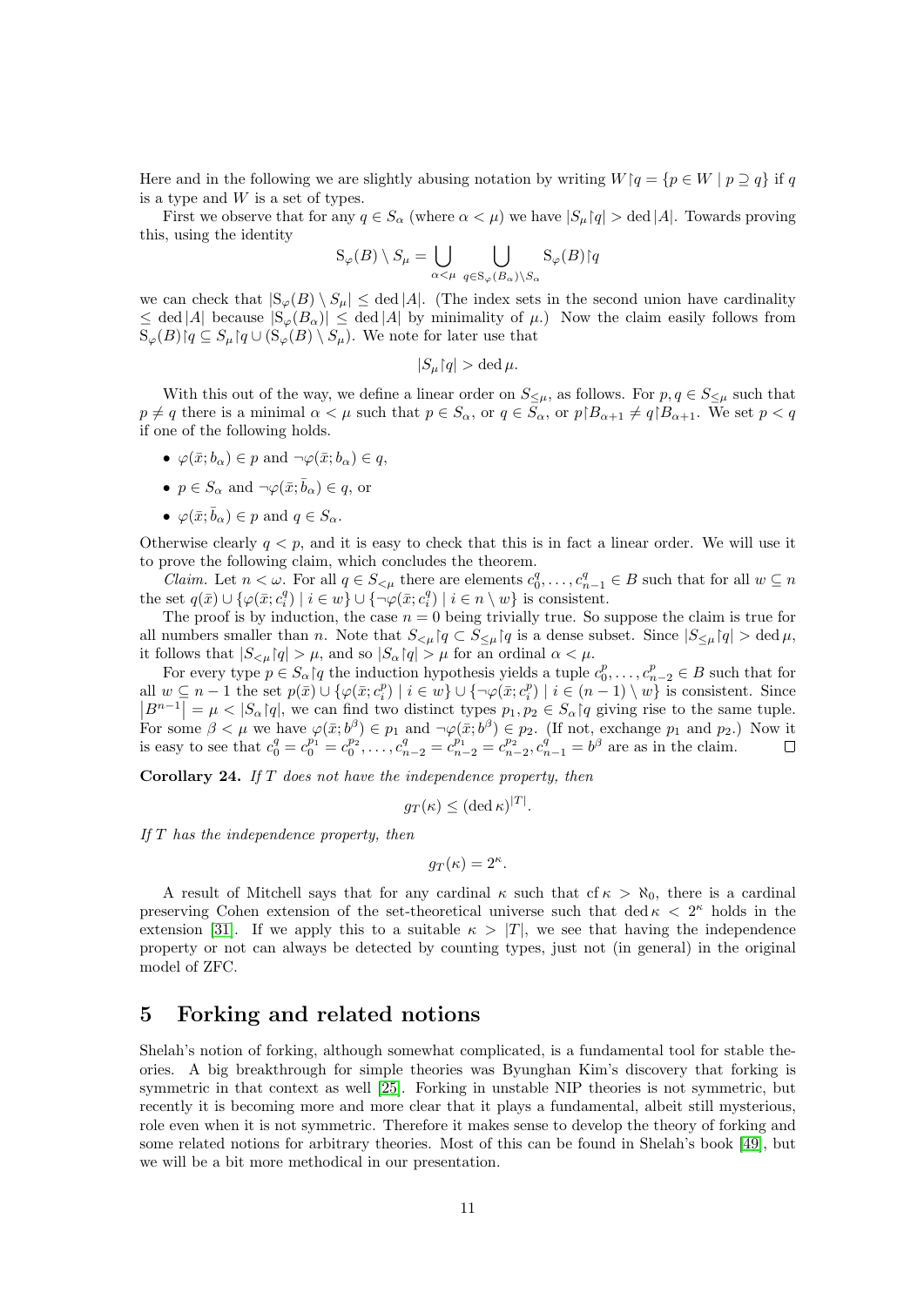Here and in the following we are slightly abusing notation by writing $W{\restriction}q = \{p \in W \mid p \supseteq q\}$ if $q$ is a type and $W$ is a set of types.

First we observe that for any $q \in S_\alpha$ (where $\alpha < \mu$) we have $|S_\mu{\restriction}q| > \operatorname{ded}|A|$. Towards proving this, using the identity

$$\mathrm{S}_\varphi(B) \setminus S_\mu = \bigcup_{\alpha<\mu} \bigcup_{q \in \mathrm{S}_\varphi(B_\alpha)\setminus S_\alpha} \mathrm{S}_\varphi(B){\restriction}q$$

we can check that $|\mathrm{S}_\varphi(B) \setminus S_\mu| \leq \operatorname{ded}|A|$. (The index sets in the second union have cardinality $\leq \operatorname{ded}|A|$ because $|\mathrm{S}_\varphi(B_\alpha)| \leq \operatorname{ded}|A|$ by minimality of $\mu$.) Now the claim easily follows from $\mathrm{S}_\varphi(B){\restriction}q \subseteq S_\mu{\restriction}q \cup (\mathrm{S}_\varphi(B) \setminus S_\mu)$. We note for later use that

$$|S_\mu{\restriction}q| > \operatorname{ded}\mu.$$

With this out of the way, we define a linear order on $S_{\leq\mu}$, as follows. For $p, q \in S_{\leq\mu}$ such that $p \neq q$ there is a minimal $\alpha < \mu$ such that $p \in S_\alpha$, or $q \in S_\alpha$, or $p{\restriction}B_{\alpha+1} \neq q{\restriction}B_{\alpha+1}$. We set $p < q$ if one of the following holds.

- $\varphi(\bar{x}; b_\alpha) \in p$ and $\neg\varphi(\bar{x}; b_\alpha) \in q$,
- $p \in S_\alpha$ and $\neg\varphi(\bar{x}; \bar{b}_\alpha) \in q$, or
- $\varphi(\bar{x}; \bar{b}_\alpha) \in p$ and $q \in S_\alpha$.

Otherwise clearly $q < p$, and it is easy to check that this is in fact a linear order. We will use it to prove the following claim, which concludes the theorem.

*Claim.* Let $n < \omega$. For all $q \in S_{<\mu}$ there are elements $c_0^q, \ldots, c_{n-1}^q \in B$ such that for all $w \subseteq n$ the set $q(\bar{x}) \cup \{\varphi(\bar{x}; c_i^q) \mid i \in w\} \cup \{\neg\varphi(\bar{x}; c_i^q) \mid i \in n \setminus w\}$ is consistent.

The proof is by induction, the case $n = 0$ being trivially true. So suppose the claim is true for all numbers smaller than $n$. Note that $S_{<\mu}{\restriction}q \subset S_{\leq\mu}{\restriction}q$ is a dense subset. Since $|S_{\leq\mu}{\restriction}q| > \operatorname{ded}\mu$, it follows that $|S_{<\mu}{\restriction}q| > \mu$, and so $|S_\alpha{\restriction}q| > \mu$ for an ordinal $\alpha < \mu$.

For every type $p \in S_\alpha{\restriction}q$ the induction hypothesis yields a tuple $c_0^p, \ldots, c_{n-2}^p \in B$ such that for all $w \subseteq n-1$ the set $p(\bar{x}) \cup \{\varphi(\bar{x}; c_i^p) \mid i \in w\} \cup \{\neg\varphi(\bar{x}; c_i^p) \mid i \in (n-1) \setminus w\}$ is consistent. Since $|B^{n-1}| = \mu < |S_\alpha{\restriction}q|$, we can find two distinct types $p_1, p_2 \in S_\alpha{\restriction}q$ giving rise to the same tuple. For some $\beta < \mu$ we have $\varphi(\bar{x}; b^\beta) \in p_1$ and $\neg\varphi(\bar{x}; b^\beta) \in p_2$. (If not, exchange $p_1$ and $p_2$.) Now it is easy to see that $c_0^q = c_0^{p_1} = c_0^{p_2}, \ldots, c_{n-2}^q = c_{n-2}^{p_1} = c_{n-2}^{p_2}, c_{n-1}^q = b^\beta$ are as in the claim. □

**Corollary 24.** *If $T$ does not have the independence property, then*

$$g_T(\kappa) \leq (\operatorname{ded}\kappa)^{|T|}.$$

*If $T$ has the independence property, then*

$$g_T(\kappa) = 2^\kappa.$$

A result of Mitchell says that for any cardinal $\kappa$ such that $\operatorname{cf}\kappa > \aleph_0$, there is a cardinal preserving Cohen extension of the set-theoretical universe such that $\operatorname{ded}\kappa < 2^\kappa$ holds in the extension [31]. If we apply this to a suitable $\kappa > |T|$, we see that having the independence property or not can always be detected by counting types, just not (in general) in the original model of ZFC.

# 5 Forking and related notions

Shelah's notion of forking, although somewhat complicated, is a fundamental tool for stable theories. A big breakthrough for simple theories was Byunghan Kim's discovery that forking is symmetric in that context as well [25]. Forking in unstable NIP theories is not symmetric, but recently it is becoming more and more clear that it plays a fundamental, albeit still mysterious, role even when it is not symmetric. Therefore it makes sense to develop the theory of forking and some related notions for arbitrary theories. Most of this can be found in Shelah's book [49], but we will be a bit more methodical in our presentation.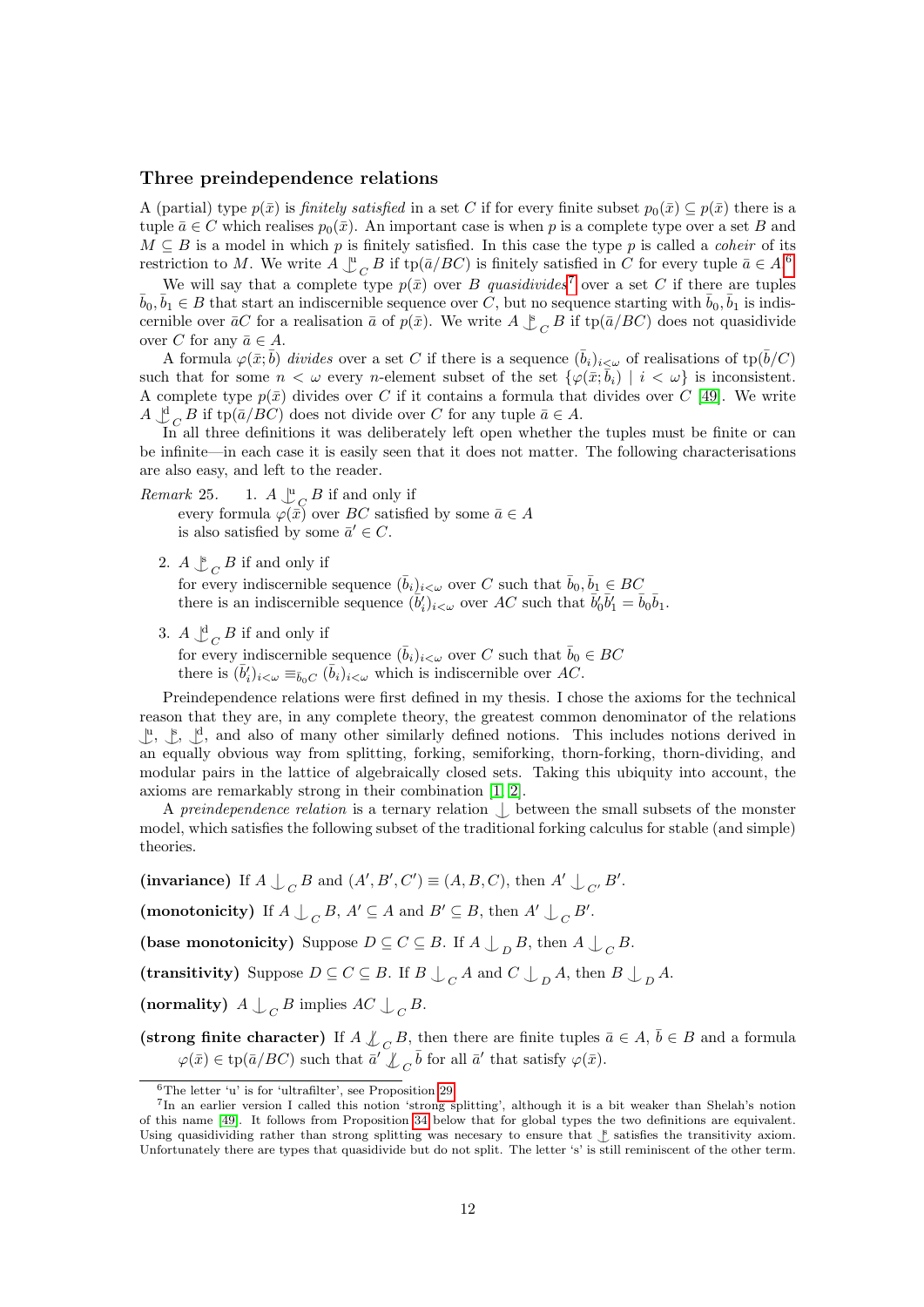### Three preindependence relations

A (partial) type $p(\bar{x})$ is *finitely satisfied* in a set $C$ if for every finite subset $p_0(\bar{x}) \subseteq p(\bar{x})$ there is a tuple $\bar{a} \in C$ which realises $p_0(\bar{x})$. An important case is when $p$ is a complete type over a set $B$ and $M \subseteq B$ is a model in which $p$ is finitely satisfied. In this case the type $p$ is called a *coheir* of its restriction to $M$. We write $A \mathop{\smile\!\!\!\!\!\mid}^{\mathrm{u}}_C B$ if $\mathrm{tp}(\bar{a}/BC)$ is finitely satisfied in $C$ for every tuple $\bar{a} \in A$.[6]

We will say that a complete type $p(\bar{x})$ over $B$ *quasidivides*[7] over a set $C$ if there are tuples $\bar{b}_0, \bar{b}_1 \in B$ that start an indiscernible sequence over $C$, but no sequence starting with $\bar{b}_0, \bar{b}_1$ is indiscernible over $\bar{a}C$ for a realisation $\bar{a}$ of $p(\bar{x})$. We write $A \mathop{\smile\!\!\!\!\!\mid}^{\mathrm{s}}_C B$ if $\mathrm{tp}(\bar{a}/BC)$ does not quasidivide over $C$ for any $\bar{a} \in A$.

A formula $\varphi(\bar{x}; \bar{b})$ *divides* over a set $C$ if there is a sequence $(\bar{b}_i)_{i<\omega}$ of realisations of $\mathrm{tp}(\bar{b}/C)$ such that for some $n < \omega$ every $n$-element subset of the set $\{\varphi(\bar{x}; \bar{b}_i) \mid i < \omega\}$ is inconsistent. A complete type $p(\bar{x})$ divides over $C$ if it contains a formula that divides over $C$ [49]. We write $A \mathop{\smile\!\!\!\!\!\mid}^{\mathrm{d}}_C B$ if $\mathrm{tp}(\bar{a}/BC)$ does not divide over $C$ for any tuple $\bar{a} \in A$.

In all three definitions it was deliberately left open whether the tuples must be finite or can be infinite—in each case it is easily seen that it does not matter. The following characterisations are also easy, and left to the reader.

*Remark* 25.

1. $A \mathop{\smile\!\!\!\!\!\mid}^{\mathrm{u}}_C B$ if and only if every formula $\varphi(\bar{x})$ over $BC$ satisfied by some $\bar{a} \in A$ is also satisfied by some $\bar{a}' \in C$.
2. $A \mathop{\smile\!\!\!\!\!\mid}^{\mathrm{s}}_C B$ if and only if for every indiscernible sequence $(\bar{b}_i)_{i<\omega}$ over $C$ such that $\bar{b}_0, \bar{b}_1 \in BC$ there is an indiscernible sequence $(\bar{b}'_i)_{i<\omega}$ over $AC$ such that $\bar{b}'_0\bar{b}'_1 = \bar{b}_0\bar{b}_1$.
3. $A \mathop{\smile\!\!\!\!\!\mid}^{\mathrm{d}}_C B$ if and only if for every indiscernible sequence $(\bar{b}_i)_{i<\omega}$ over $C$ such that $\bar{b}_0 \in BC$ there is $(\bar{b}'_i)_{i<\omega} \equiv_{\bar{b}_0 C} (\bar{b}_i)_{i<\omega}$ which is indiscernible over $AC$.

Preindependence relations were first defined in my thesis. I chose the axioms for the technical reason that they are, in any complete theory, the greatest common denominator of the relations $\mathop{\smile\!\!\!\!\!\mid}^{\mathrm{u}}$, $\mathop{\smile\!\!\!\!\!\mid}^{\mathrm{s}}$, $\mathop{\smile\!\!\!\!\!\mid}^{\mathrm{d}}$, and also of many other similarly defined notions. This includes notions derived in an equally obvious way from splitting, forking, semiforking, thorn-forking, thorn-dividing, and modular pairs in the lattice of algebraically closed sets. Taking this ubiquity into account, the axioms are remarkably strong in their combination [1, 2].

A *preindependence relation* is a ternary relation $\mathop{\smile\!\!\!\!\!\mid}$ between the small subsets of the monster model, which satisfies the following subset of the traditional forking calculus for stable (and simple) theories.

**(invariance)** If $A \mathop{\smile\!\!\!\!\!\mid}_C B$ and $(A', B', C') \equiv (A, B, C)$, then $A' \mathop{\smile\!\!\!\!\!\mid}_{C'} B'$.

**(monotonicity)** If $A \mathop{\smile\!\!\!\!\!\mid}_C B$, $A' \subseteq A$ and $B' \subseteq B$, then $A' \mathop{\smile\!\!\!\!\!\mid}_C B'$.

**(base monotonicity)** Suppose $D \subseteq C \subseteq B$. If $A \mathop{\smile\!\!\!\!\!\mid}_D B$, then $A \mathop{\smile\!\!\!\!\!\mid}_C B$.

**(transitivity)** Suppose $D \subseteq C \subseteq B$. If $B \mathop{\smile\!\!\!\!\!\mid}_C A$ and $C \mathop{\smile\!\!\!\!\!\mid}_D A$, then $B \mathop{\smile\!\!\!\!\!\mid}_D A$.

**(normality)** $A \mathop{\smile\!\!\!\!\!\mid}_C B$ implies $AC \mathop{\smile\!\!\!\!\!\mid}_C B$.

**(strong finite character)** If $A \not\mathop{\smile\!\!\!\!\!\mid}_C B$, then there are finite tuples $\bar{a} \in A$, $\bar{b} \in B$ and a formula $\varphi(\bar{x}) \in \mathrm{tp}(\bar{a}/BC)$ such that $\bar{a}' \not\mathop{\smile\!\!\!\!\!\mid}_C \bar{b}$ for all $\bar{a}'$ that satisfy $\varphi(\bar{x})$.

---

[6] The letter 'u' is for 'ultrafilter', see Proposition 29.

[7] In an earlier version I called this notion 'strong splitting', although it is a bit weaker than Shelah's notion of this name [49]. It follows from Proposition 34 below that for global types the two definitions are equivalent. Using quasidividing rather than strong splitting was necesary to ensure that $\mathop{\smile\!\!\!\!\!\mid}^{\mathrm{s}}$ satisfies the transitivity axiom. Unfortunately there are types that quasidivide but do not split. The letter 's' is still reminiscent of the other term.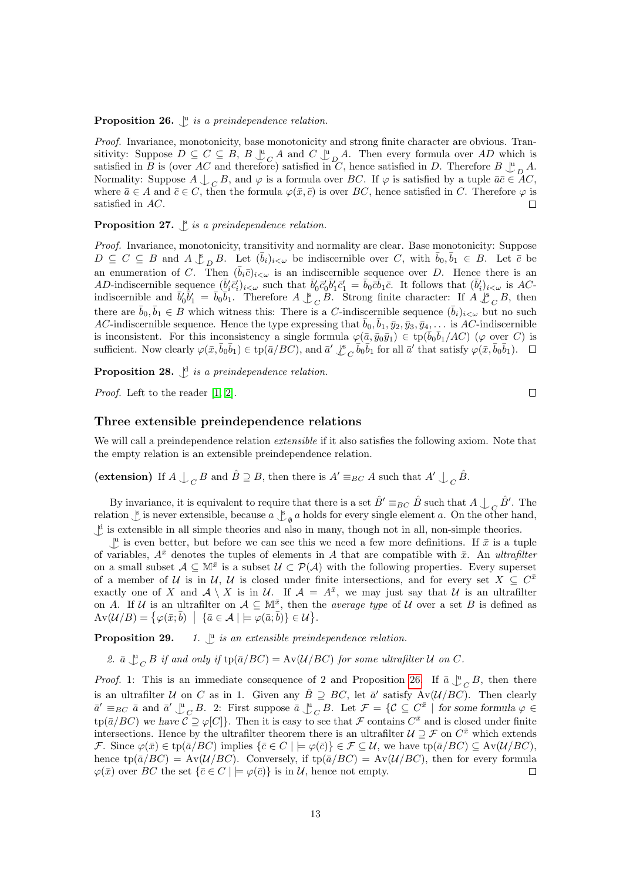**Proposition 26.** $\mathop{\smile\!\!\!\!\!\!|}^{\mathrm{u}}$ *is a preindependence relation.*

*Proof.* Invariance, monotonicity, base monotonicity and strong finite character are obvious. Transitivity: Suppose $D \subseteq C \subseteq B$, $B \mathop{\smile\!\!\!\!\!\!|}^{\mathrm{u}}_C A$ and $C \mathop{\smile\!\!\!\!\!\!|}^{\mathrm{u}}_D A$. Then every formula over $AD$ which is satisfied in $B$ is (over $AC$ and therefore) satisfied in $C$, hence satisfied in $D$. Therefore $B \mathop{\smile\!\!\!\!\!\!|}^{\mathrm{u}}_D A$. Normality: Suppose $A \mathop{\smile\!\!\!\!\!\!|}_C B$, and $\varphi$ is a formula over $BC$. If $\varphi$ is satisfied by a tuple $\bar{a}\bar{c} \in AC$, where $\bar{a} \in A$ and $\bar{c} \in C$, then the formula $\varphi(\bar{x}, \bar{c})$ is over $BC$, hence satisfied in $C$. Therefore $\varphi$ is satisfied in $AC$. $\square$

**Proposition 27.** $\mathop{\smile\!\!\!\!\!\!|}^{\mathrm{s}}$ *is a preindependence relation.*

*Proof.* Invariance, monotonicity, transitivity and normality are clear. Base monotonicity: Suppose $D \subseteq C \subseteq B$ and $A \mathop{\smile\!\!\!\!\!\!|}^{\mathrm{s}}_D B$. Let $(\bar{b}_i)_{i<\omega}$ be indiscernible over $C$, with $\bar{b}_0, \bar{b}_1 \in B$. Let $\bar{c}$ be an enumeration of $C$. Then $(\bar{b}_i\bar{c})_{i<\omega}$ is an indiscernible sequence over $D$. Hence there is an $AD$-indiscernible sequence $(\bar{b}'_i\bar{c}'_i)_{i<\omega}$ such that $\bar{b}'_0\bar{c}'_0\bar{b}'_1\bar{c}'_1 = \bar{b}_0\bar{c}\bar{b}_1\bar{c}$. It follows that $(\bar{b}'_i)_{i<\omega}$ is $AC$-indiscernible and $\bar{b}'_0\bar{b}'_1 = \bar{b}_0\bar{b}_1$. Therefore $A \mathop{\smile\!\!\!\!\!\!|}^{\mathrm{s}}_C B$. Strong finite character: If $A \not\mathop{\smile\!\!\!\!\!\!|}^{\mathrm{s}}_C B$, then there are $\bar{b}_0, \bar{b}_1 \in B$ which witness this: There is a $C$-indiscernible sequence $(\bar{b}_i)_{i<\omega}$ but no such $AC$-indiscernible sequence. Hence the type expressing that $\bar{b}_0, \bar{b}_1, \bar{y}_2, \bar{y}_3, \bar{y}_4, \dots$ is $AC$-indiscernible is inconsistent. For this inconsistency a single formula $\varphi(\bar{a}, \bar{y}_0\bar{y}_1) \in \mathrm{tp}(\bar{b}_0\bar{b}_1/AC)$ ($\varphi$ over $C$) is sufficient. Now clearly $\varphi(\bar{x}, \bar{b}_0\bar{b}_1) \in \mathrm{tp}(\bar{a}/BC)$, and $\bar{a}' \not\mathop{\smile\!\!\!\!\!\!|}^{\mathrm{s}}_C \bar{b}_0\bar{b}_1$ for all $\bar{a}'$ that satisfy $\varphi(\bar{x}, \bar{b}_0\bar{b}_1)$. $\square$

**Proposition 28.** $\mathop{\smile\!\!\!\!\!\!|}^{\mathrm{d}}$ *is a preindependence relation.*

*Proof.* Left to the reader [1, 2]. $\square$

## Three extensible preindependence relations

We will call a preindependence relation *extensible* if it also satisfies the following axiom. Note that the empty relation is an extensible preindependence relation.

**(extension)** If $A \mathop{\smile\!\!\!\!\!\!|}_C B$ and $\hat{B} \supseteq B$, then there is $A' \equiv_{BC} A$ such that $A' \mathop{\smile\!\!\!\!\!\!|}_C \hat{B}$.

By invariance, it is equivalent to require that there is a set $\hat{B}' \equiv_{BC} \hat{B}$ such that $A \mathop{\smile\!\!\!\!\!\!|}_C \hat{B}'$. The relation $\mathop{\smile\!\!\!\!\!\!|}^{\mathrm{s}}$ is never extensible, because $a \mathop{\smile\!\!\!\!\!\!|}^{\mathrm{s}}_\emptyset a$ holds for every single element $a$. On the other hand, $\mathop{\smile\!\!\!\!\!\!|}^{\mathrm{d}}$ is extensible in all simple theories and also in many, though not in all, non-simple theories.

$\mathop{\smile\!\!\!\!\!\!|}^{\mathrm{u}}$ is even better, but before we can see this we need a few more definitions. If $\bar{x}$ is a tuple of variables, $A^{\bar{x}}$ denotes the tuples of elements in $A$ that are compatible with $\bar{x}$. An *ultrafilter* on a small subset $\mathcal{A} \subseteq \mathbb{M}^{\bar{x}}$ is a subset $\mathcal{U} \subset \mathcal{P}(\mathcal{A})$ with the following properties. Every superset of a member of $\mathcal{U}$ is in $\mathcal{U}$, $\mathcal{U}$ is closed under finite intersections, and for every set $X \subseteq C^{\bar{x}}$ exactly one of $X$ and $\mathcal{A} \setminus X$ is in $\mathcal{U}$. If $\mathcal{A} = A^{\bar{x}}$, we may just say that $\mathcal{U}$ is an ultrafilter on $A$. If $\mathcal{U}$ is an ultrafilter on $\mathcal{A} \subseteq \mathbb{M}^{\bar{x}}$, then the *average type* of $\mathcal{U}$ over a set $B$ is defined as $\mathrm{Av}(\mathcal{U}/B) = \{\varphi(\bar{x}; \bar{b}) \mid \{\bar{a} \in \mathcal{A} \mid \models \varphi(\bar{a}; \bar{b})\} \in \mathcal{U}\}$.

**Proposition 29.** 1. $\mathop{\smile\!\!\!\!\!\!|}^{\mathrm{u}}$ *is an extensible preindependence relation.*

2. $\bar{a} \mathop{\smile\!\!\!\!\!\!|}^{\mathrm{u}}_C B$ *if and only if* $\mathrm{tp}(\bar{a}/BC) = \mathrm{Av}(\mathcal{U}/BC)$ *for some ultrafilter* $\mathcal{U}$ *on* $C$.

*Proof.* 1: This is an immediate consequence of 2 and Proposition 26. If $\bar{a} \mathop{\smile\!\!\!\!\!\!|}^{\mathrm{u}}_C B$, then there is an ultrafilter $\mathcal{U}$ on $C$ as in 1. Given any $\hat{B} \supseteq BC$, let $\bar{a}'$ satisfy $\mathrm{Av}(\mathcal{U}/BC)$. Then clearly $\bar{a}' \equiv_{BC} \bar{a}$ and $\bar{a}' \mathop{\smile\!\!\!\!\!\!|}^{\mathrm{u}}_C B$. 2: First suppose $\bar{a} \mathop{\smile\!\!\!\!\!\!|}^{\mathrm{u}}_C B$. Let $\mathcal{F} = \{\mathcal{C} \subseteq C^{\bar{x}} \mid$ *for some formula* $\varphi \in \mathrm{tp}(\bar{a}/BC)$ *we have* $\mathcal{C} \supseteq \varphi[C]\}$. Then it is easy to see that $\mathcal{F}$ contains $C^{\bar{x}}$ and is closed under finite intersections. Hence by the ultrafilter theorem there is an ultrafilter $\mathcal{U} \supseteq \mathcal{F}$ on $C^{\bar{x}}$ which extends $\mathcal{F}$. Since $\varphi(\bar{x}) \in \mathrm{tp}(\bar{a}/BC)$ implies $\{\bar{c} \in C \mid \models \varphi(\bar{c})\} \in \mathcal{F} \subseteq \mathcal{U}$, we have $\mathrm{tp}(\bar{a}/BC) \subseteq \mathrm{Av}(\mathcal{U}/BC)$, hence $\mathrm{tp}(\bar{a}/BC) = \mathrm{Av}(\mathcal{U}/BC)$. Conversely, if $\mathrm{tp}(\bar{a}/BC) = \mathrm{Av}(\mathcal{U}/BC)$, then for every formula $\varphi(\bar{x})$ over $BC$ the set $\{\bar{c} \in C \mid \models \varphi(\bar{c})\}$ is in $\mathcal{U}$, hence not empty. $\square$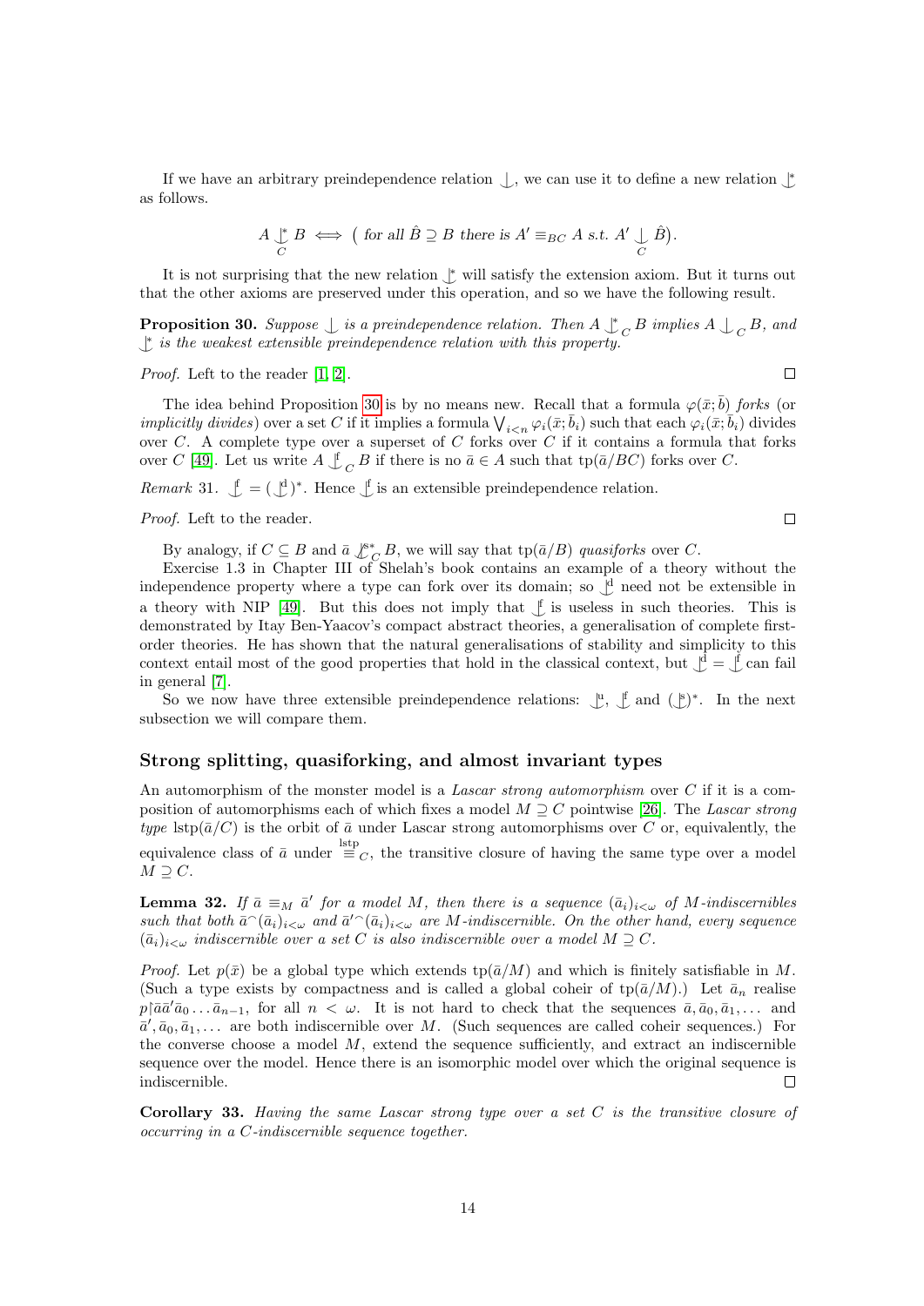If we have an arbitrary preindependence relation $\mathop{\smile\!\!\!\!\!\mid}$, we can use it to define a new relation $\mathop{\smile\!\!\!\!\!\mid}^*$ as follows.

$$A \mathop{\smile\!\!\!\!\!\mid}^*_C B \iff \big(\text{ for all } \hat{B} \supseteq B \text{ there is } A' \equiv_{BC} A \text{ s.t. } A' \mathop{\smile\!\!\!\!\!\mid}_C \hat{B}\big).$$

It is not surprising that the new relation $\mathop{\smile\!\!\!\!\!\mid}^*$ will satisfy the extension axiom. But it turns out that the other axioms are preserved under this operation, and so we have the following result.

**Proposition 30.** *Suppose $\mathop{\smile\!\!\!\!\!\mid}$ is a preindependence relation. Then $A \mathop{\smile\!\!\!\!\!\mid}^*_C B$ implies $A \mathop{\smile\!\!\!\!\!\mid}_C B$, and $\mathop{\smile\!\!\!\!\!\mid}^*$ is the weakest extensible preindependence relation with this property.*

*Proof.* Left to the reader [1, 2]. ∎

The idea behind Proposition 30 is by no means new. Recall that a formula $\varphi(\bar{x};\bar{b})$ *forks* (or *implicitly divides*) over a set $C$ if it implies a formula $\bigvee_{i<n} \varphi_i(\bar{x};\bar{b}_i)$ such that each $\varphi_i(\bar{x};\bar{b}_i)$ divides over $C$. A complete type over a superset of $C$ forks over $C$ if it contains a formula that forks over $C$ [49]. Let us write $A \mathop{\smile\!\!\!\!\!\mid}^{\mathrm{f}}_C B$ if there is no $\bar{a} \in A$ such that $\mathrm{tp}(\bar{a}/BC)$ forks over $C$.

*Remark* 31. $\mathop{\smile\!\!\!\!\!\mid}^{\mathrm{f}} = (\mathop{\smile\!\!\!\!\!\mid}^{\mathrm{d}})^*$. Hence $\mathop{\smile\!\!\!\!\!\mid}^{\mathrm{f}}$ is an extensible preindependence relation.

*Proof.* Left to the reader. ∎

By analogy, if $C \subseteq B$ and $\bar{a} \not\mathop{\smile\!\!\!\!\!\mid}^{\mathrm{s}*}_C B$, we will say that $\mathrm{tp}(\bar{a}/B)$ *quasiforks* over $C$.

Exercise 1.3 in Chapter III of Shelah's book contains an example of a theory without the independence property where a type can fork over its domain; so $\mathop{\smile\!\!\!\!\!\mid}^{\mathrm{d}}$ need not be extensible in a theory with NIP [49]. But this does not imply that $\mathop{\smile\!\!\!\!\!\mid}^{\mathrm{f}}$ is useless in such theories. This is demonstrated by Itay Ben-Yaacov's compact abstract theories, a generalisation of complete first-order theories. He has shown that the natural generalisations of stability and simplicity to this context entail most of the good properties that hold in the classical context, but $\mathop{\smile\!\!\!\!\!\mid}^{\mathrm{d}} = \mathop{\smile\!\!\!\!\!\mid}^{\mathrm{f}}$ can fail in general [7].

So we now have three extensible preindependence relations: $\mathop{\smile\!\!\!\!\!\mid}^{\mathrm{u}}$, $\mathop{\smile\!\!\!\!\!\mid}^{\mathrm{f}}$ and $(\mathop{\smile\!\!\!\!\!\mid}^{\mathrm{s}})^*$. In the next subsection we will compare them.

### Strong splitting, quasiforking, and almost invariant types

An automorphism of the monster model is a *Lascar strong automorphism* over $C$ if it is a composition of automorphisms each of which fixes a model $M \supseteq C$ pointwise [26]. The *Lascar strong type* $\mathrm{lstp}(\bar{a}/C)$ is the orbit of $\bar{a}$ under Lascar strong automorphisms over $C$ or, equivalently, the equivalence class of $\bar{a}$ under $\overset{\mathrm{lstp}}{\equiv}_C$, the transitive closure of having the same type over a model $M \supseteq C$.

**Lemma 32.** *If $\bar{a} \equiv_M \bar{a}'$ for a model $M$, then there is a sequence $(\bar{a}_i)_{i<\omega}$ of $M$-indiscernibles such that both $\bar{a}^\frown(\bar{a}_i)_{i<\omega}$ and $\bar{a}'^\frown(\bar{a}_i)_{i<\omega}$ are $M$-indiscernible. On the other hand, every sequence $(\bar{a}_i)_{i<\omega}$ indiscernible over a set $C$ is also indiscernible over a model $M \supseteq C$.*

*Proof.* Let $p(\bar{x})$ be a global type which extends $\mathrm{tp}(\bar{a}/M)$ and which is finitely satisfiable in $M$. (Such a type exists by compactness and is called a global coheir of $\mathrm{tp}(\bar{a}/M)$.) Let $\bar{a}_n$ realise $p{\restriction}\bar{a}\bar{a}'\bar{a}_0\ldots\bar{a}_{n-1}$, for all $n < \omega$. It is not hard to check that the sequences $\bar{a}, \bar{a}_0, \bar{a}_1, \ldots$ and $\bar{a}', \bar{a}_0, \bar{a}_1, \ldots$ are both indiscernible over $M$. (Such sequences are called coheir sequences.) For the converse choose a model $M$, extend the sequence sufficiently, and extract an indiscernible sequence over the model. Hence there is an isomorphic model over which the original sequence is indiscernible. ∎

**Corollary 33.** *Having the same Lascar strong type over a set $C$ is the transitive closure of occurring in a $C$-indiscernible sequence together.*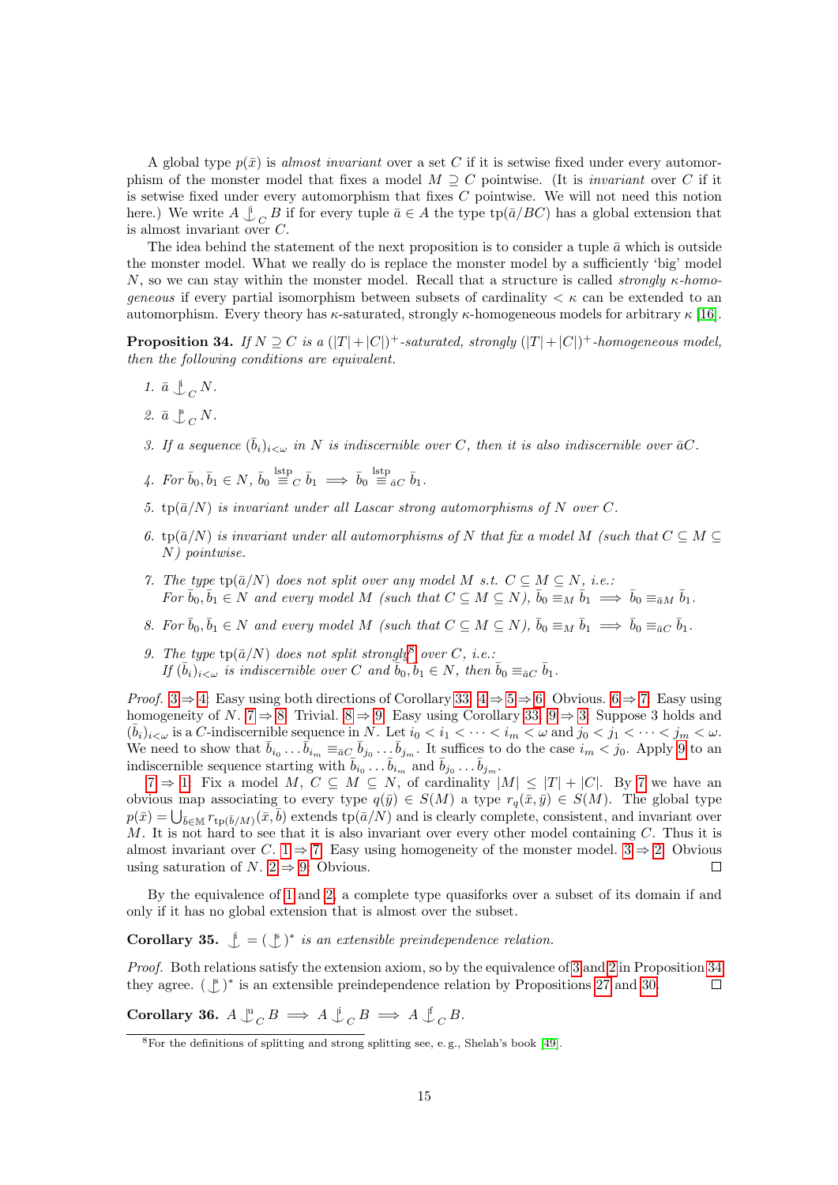A global type $p(\bar{x})$ is *almost invariant* over a set $C$ if it is setwise fixed under every automorphism of the monster model that fixes a model $M \supseteq C$ pointwise. (It is *invariant* over $C$ if it is setwise fixed under every automorphism that fixes $C$ pointwise. We will not need this notion here.) We write $A \mathop{\smile\!\!\!\!\!\mid}^{\mathrm{i}}_C B$ if for every tuple $\bar{a} \in A$ the type $\mathrm{tp}(\bar{a}/BC)$ has a global extension that is almost invariant over $C$.

The idea behind the statement of the next proposition is to consider a tuple $\bar{a}$ which is outside the monster model. What we really do is replace the monster model by a sufficiently 'big' model $N$, so we can stay within the monster model. Recall that a structure is called *strongly $\kappa$-homogeneous* if every partial isomorphism between subsets of cardinality $< \kappa$ can be extended to an automorphism. Every theory has $\kappa$-saturated, strongly $\kappa$-homogeneous models for arbitrary $\kappa$ [16].

**Proposition 34.** *If $N \supseteq C$ is a $(|T|+|C|)^+$-saturated, strongly $(|T|+|C|)^+$-homogeneous model, then the following conditions are equivalent.*

1. $\bar{a} \mathop{\smile\!\!\!\!\!\mid}^{\mathrm{i}}_C N$.
2. $\bar{a} \mathop{\smile\!\!\!\!\!\mid}^{\mathrm{s}}_C N$.
3. *If a sequence $(\bar{b}_i)_{i<\omega}$ in $N$ is indiscernible over $C$, then it is also indiscernible over $\bar{a}C$.*
4. *For $\bar{b}_0, \bar{b}_1 \in N$, $\bar{b}_0 \overset{\mathrm{lstp}}{\equiv}_C \bar{b}_1 \implies \bar{b}_0 \overset{\mathrm{lstp}}{\equiv}_{\bar{a}C} \bar{b}_1$.*
5. *$\mathrm{tp}(\bar{a}/N)$ is invariant under all Lascar strong automorphisms of $N$ over $C$.*
6. *$\mathrm{tp}(\bar{a}/N)$ is invariant under all automorphisms of $N$ that fix a model $M$ (such that $C \subseteq M \subseteq N$) pointwise.*
7. *The type $\mathrm{tp}(\bar{a}/N)$ does not split over any model $M$ s.t. $C \subseteq M \subseteq N$, i.e.:*
   *For $\bar{b}_0, \bar{b}_1 \in N$ and every model $M$ (such that $C \subseteq M \subseteq N$), $\bar{b}_0 \equiv_M \bar{b}_1 \implies \bar{b}_0 \equiv_{\bar{a}M} \bar{b}_1$.*
8. *For $\bar{b}_0, \bar{b}_1 \in N$ and every model $M$ (such that $C \subseteq M \subseteq N$), $\bar{b}_0 \equiv_M \bar{b}_1 \implies \bar{b}_0 \equiv_{\bar{a}C} \bar{b}_1$.*
9. *The type $\mathrm{tp}(\bar{a}/N)$ does not split strongly[8] over $C$, i.e.:*
   *If $(\bar{b}_i)_{i<\omega}$ is indiscernible over $C$ and $\bar{b}_0, \bar{b}_1 \in N$, then $\bar{b}_0 \equiv_{\bar{a}C} \bar{b}_1$.*

*Proof.* 3 ⇒ 4: Easy using both directions of Corollary 33. 4 ⇒ 5 ⇒ 6: Obvious. 6 ⇒ 7: Easy using homogeneity of $N$. 7 ⇒ 8: Trivial. 8 ⇒ 9: Easy using Corollary 33. 9 ⇒ 3: Suppose 3 holds and $(\bar{b}_i)_{i<\omega}$ is a $C$-indiscernible sequence in $N$. Let $i_0 < i_1 < \cdots < i_m < \omega$ and $j_0 < j_1 < \cdots < j_m < \omega$. We need to show that $\bar{b}_{i_0} \dots \bar{b}_{i_m} \equiv_{\bar{a}C} \bar{b}_{j_0} \dots \bar{b}_{j_m}$. It suffices to do the case $i_m < j_0$. Apply 9 to an indiscernible sequence starting with $\bar{b}_{i_0} \dots \bar{b}_{i_m}$ and $\bar{b}_{j_0} \dots \bar{b}_{j_m}$.

7 ⇒ 1: Fix a model $M$, $C \subseteq M \subseteq N$, of cardinality $|M| \leq |T|+|C|$. By 7 we have an obvious map associating to every type $q(\bar{y}) \in S(M)$ a type $r_q(\bar{x}, \bar{y}) \in S(M)$. The global type $p(\bar{x}) = \bigcup_{\bar{b} \in \mathbb{M}} r_{\mathrm{tp}(\bar{b}/M)}(\bar{x}, \bar{b})$ extends $\mathrm{tp}(\bar{a}/N)$ and is clearly complete, consistent, and invariant over $M$. It is not hard to see that it is also invariant over every other model containing $C$. Thus it is almost invariant over $C$. 1 ⇒ 7: Easy using homogeneity of the monster model. 3 ⇒ 2: Obvious using saturation of $N$. 2 ⇒ 9: Obvious. □

By the equivalence of 1 and 2, a complete type quasiforks over a subset of its domain if and only if it has no global extension that is almost over the subset.

**Corollary 35.** *$\mathop{\smile\!\!\!\!\!\mid}^{\mathrm{i}} = (\mathop{\smile\!\!\!\!\!\mid}^{\mathrm{s}})^*$ is an extensible preindependence relation.*

*Proof.* Both relations satisfy the extension axiom, so by the equivalence of 3 and 2 in Proposition 34 they agree. $(\mathop{\smile\!\!\!\!\!\mid}^{\mathrm{s}})^*$ is an extensible preindependence relation by Propositions 27 and 30. □

**Corollary 36.** $A \mathop{\smile\!\!\!\!\!\mid}^{\mathrm{u}}_C B \implies A \mathop{\smile\!\!\!\!\!\mid}^{\mathrm{i}}_C B \implies A \mathop{\smile\!\!\!\!\!\mid}^{\mathrm{f}}_C B$.

[8] For the definitions of splitting and strong splitting see, e. g., Shelah's book [49].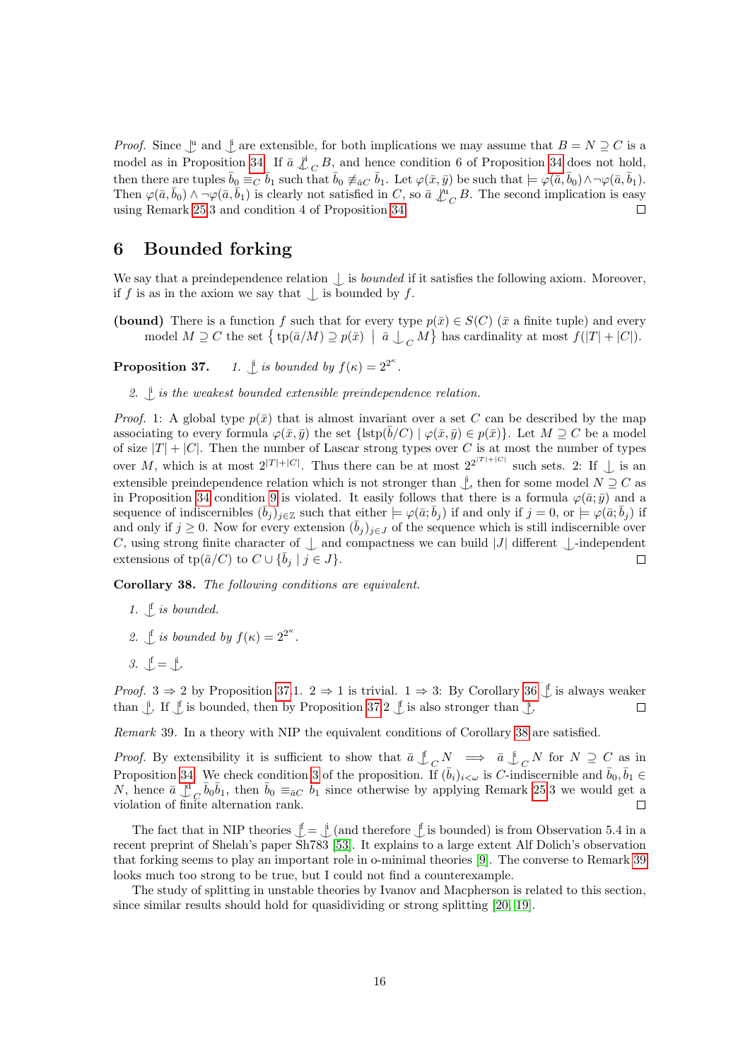*Proof.* Since $\mathop{\smile\!\!\!\!\!\mid}^{\mathrm{u}}$ and $\mathop{\smile\!\!\!\!\!\mid}^{\mathrm{i}}$ are extensible, for both implications we may assume that $B = N \supseteq C$ is a model as in Proposition 34. If $\bar{a} \not\mathop{\smile\!\!\!\!\!\mid}^{\mathrm{i}}_C B$, and hence condition 6 of Proposition 34 does not hold, then there are tuples $\bar{b}_0 \equiv_C \bar{b}_1$ such that $\bar{b}_0 \not\equiv_{\bar{a}C} \bar{b}_1$. Let $\varphi(\bar{x}, \bar{y})$ be such that $\models \varphi(\bar{a}, \bar{b}_0) \wedge \neg\varphi(\bar{a}, \bar{b}_1)$. Then $\varphi(\bar{a}, \bar{b}_0) \wedge \neg\varphi(\bar{a}, \bar{b}_1)$ is clearly not satisfied in $C$, so $\bar{a} \not\mathop{\smile\!\!\!\!\!\mid}^{\mathrm{u}}_C B$. The second implication is easy using Remark 25.3 and condition 4 of Proposition 34. $\square$

## 6 Bounded forking

We say that a preindependence relation $\mathop{\smile\!\!\!\!\!\mid}$ is *bounded* if it satisfies the following axiom. Moreover, if $f$ is as in the axiom we say that $\mathop{\smile\!\!\!\!\!\mid}$ is bounded by $f$.

**(bound)** There is a function $f$ such that for every type $p(\bar{x}) \in S(C)$ ($\bar{x}$ a finite tuple) and every model $M \supseteq C$ the set $\left\{ \operatorname{tp}(\bar{a}/M) \supseteq p(\bar{x}) \;\middle|\; \bar{a} \mathop{\smile\!\!\!\!\!\mid}_C M \right\}$ has cardinality at most $f(|T| + |C|)$.

**Proposition 37.** *1. $\mathop{\smile\!\!\!\!\!\mid}^{\mathrm{i}}$ is bounded by $f(\kappa) = 2^{2^\kappa}$.*

*2. $\mathop{\smile\!\!\!\!\!\mid}^{\mathrm{i}}$ is the weakest bounded extensible preindependence relation.*

*Proof.* 1: A global type $p(\bar{x})$ that is almost invariant over a set $C$ can be described by the map associating to every formula $\varphi(\bar{x}, \bar{y})$ the set $\{\operatorname{lstp}(\bar{b}/C) \mid \varphi(\bar{x}, \bar{y}) \in p(\bar{x})\}$. Let $M \supseteq C$ be a model of size $|T| + |C|$. Then the number of Lascar strong types over $C$ is at most the number of types over $M$, which is at most $2^{|T|+|C|}$. Thus there can be at most $2^{2^{|T|+|C|}}$ such sets. 2: If $\mathop{\smile\!\!\!\!\!\mid}$ is an extensible preindependence relation which is not stronger than $\mathop{\smile\!\!\!\!\!\mid}^{\mathrm{i}}$, then for some model $N \supseteq C$ as in Proposition 34 condition 9 is violated. It easily follows that there is a formula $\varphi(\bar{a}; \bar{y})$ and a sequence of indiscernibles $(\bar{b}_j)_{j \in \mathbb{Z}}$ such that either $\models \varphi(\bar{a}; \bar{b}_j)$ if and only if $j = 0$, or $\models \varphi(\bar{a}; \bar{b}_j)$ if and only if $j \geq 0$. Now for every extension $(\bar{b}_j)_{j \in J}$ of the sequence which is still indiscernible over $C$, using strong finite character of $\mathop{\smile\!\!\!\!\!\mid}$ and compactness we can build $|J|$ different $\mathop{\smile\!\!\!\!\!\mid}$-independent extensions of $\operatorname{tp}(\bar{a}/C)$ to $C \cup \{\bar{b}_j \mid j \in J\}$. $\square$

**Corollary 38.** *The following conditions are equivalent.*

1. *$\mathop{\smile\!\!\!\!\!\mid}^{\mathrm{f}}$ is bounded.*
2. *$\mathop{\smile\!\!\!\!\!\mid}^{\mathrm{f}}$ is bounded by $f(\kappa) = 2^{2^\kappa}$.*
3. *$\mathop{\smile\!\!\!\!\!\mid}^{\mathrm{f}} = \mathop{\smile\!\!\!\!\!\mid}^{\mathrm{i}}$.*

*Proof.* 3 $\Rightarrow$ 2 by Proposition 37.1. 2 $\Rightarrow$ 1 is trivial. 1 $\Rightarrow$ 3: By Corollary 36 $\mathop{\smile\!\!\!\!\!\mid}^{\mathrm{f}}$ is always weaker than $\mathop{\smile\!\!\!\!\!\mid}^{\mathrm{i}}$. If $\mathop{\smile\!\!\!\!\!\mid}^{\mathrm{f}}$ is bounded, then by Proposition 37.2 $\mathop{\smile\!\!\!\!\!\mid}^{\mathrm{f}}$ is also stronger than $\mathop{\smile\!\!\!\!\!\mid}^{\mathrm{i}}$. $\square$

*Remark* 39. In a theory with NIP the equivalent conditions of Corollary 38 are satisfied.

*Proof.* By extensibility it is sufficient to show that $\bar{a} \mathop{\smile\!\!\!\!\!\mid}^{\mathrm{f}}_C N \implies \bar{a} \mathop{\smile\!\!\!\!\!\mid}^{\mathrm{i}}_C N$ for $N \supseteq C$ as in Proposition 34. We check condition 3 of the proposition. If $(\bar{b}_i)_{i<\omega}$ is $C$-indiscernible and $\bar{b}_0, \bar{b}_1 \in N$, hence $\bar{a} \mathop{\smile\!\!\!\!\!\mid}^{\mathrm{d}}_C \bar{b}_0\bar{b}_1$, then $\bar{b}_0 \equiv_{\bar{a}C} \bar{b}_1$ since otherwise by applying Remark 25.3 we would get a violation of finite alternation rank. $\square$

The fact that in NIP theories $\mathop{\smile\!\!\!\!\!\mid}^{\mathrm{f}} = \mathop{\smile\!\!\!\!\!\mid}^{\mathrm{i}}$ (and therefore $\mathop{\smile\!\!\!\!\!\mid}^{\mathrm{f}}$ is bounded) is from Observation 5.4 in a recent preprint of Shelah's paper Sh783 [53]. It explains to a large extent Alf Dolich's observation that forking seems to play an important role in o-minimal theories [9]. The converse to Remark 39 looks much too strong to be true, but I could not find a counterexample.

The study of splitting in unstable theories by Ivanov and Macpherson is related to this section, since similar results should hold for quasidividing or strong splitting [20, 19].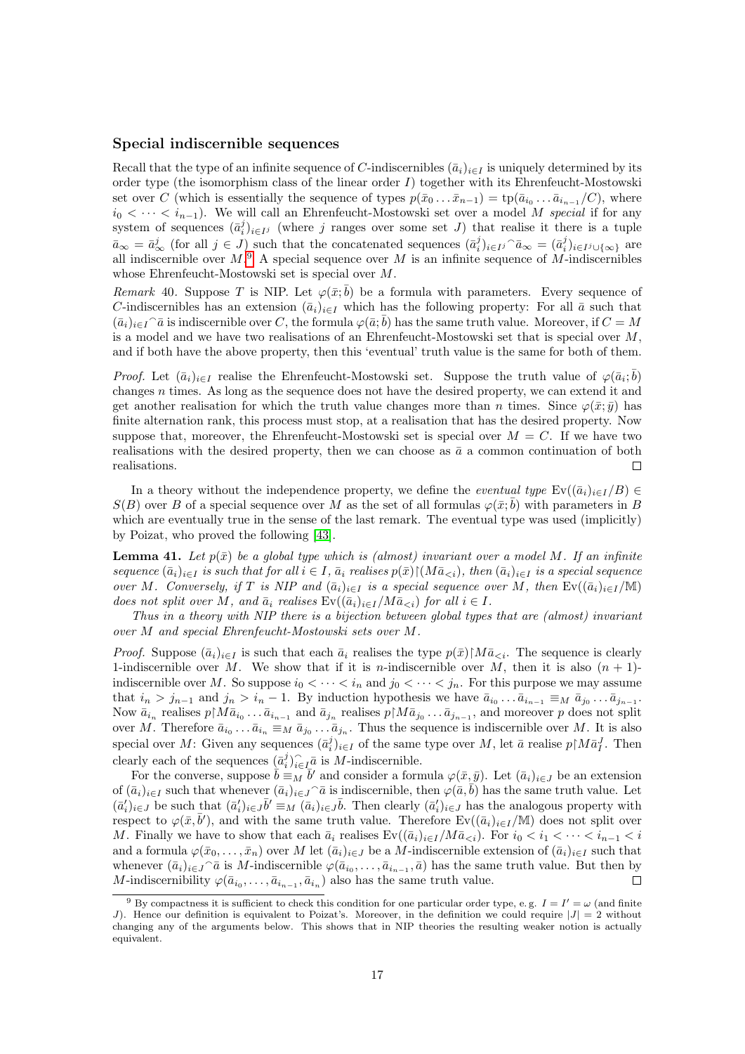### Special indiscernible sequences

Recall that the type of an infinite sequence of $C$-indiscernibles $(\bar{a}_i)_{i\in I}$ is uniquely determined by its order type (the isomorphism class of the linear order $I$) together with its Ehrenfeucht-Mostowski set over $C$ (which is essentially the sequence of types $p(\bar{x}_0 \dots \bar{x}_{n-1}) = \mathrm{tp}(\bar{a}_{i_0} \dots \bar{a}_{i_{n-1}}/C)$, where $i_0 < \dots < i_{n-1}$). We will call an Ehrenfeucht-Mostowski set over a model $M$ *special* if for any system of sequences $(\bar{a}^j_i)_{i\in I^j}$ (where $j$ ranges over some set $J$) that realise it there is a tuple $\bar{a}_\infty = \bar{a}^j_\infty$ (for all $j \in J$) such that the concatenated sequences $(\bar{a}^j_i)_{i\in I^j}{}^\frown\bar{a}_\infty = (\bar{a}^j_i)_{i\in I^j\cup\{\infty\}}$ are all indiscernible over $M$.[9] A special sequence over $M$ is an infinite sequence of $M$-indiscernibles whose Ehrenfeucht-Mostowski set is special over $M$.

*Remark* 40. Suppose $T$ is NIP. Let $\varphi(\bar{x};\bar{b})$ be a formula with parameters. Every sequence of $C$-indiscernibles has an extension $(\bar{a}_i)_{i\in I}$ which has the following property: For all $\bar{a}$ such that $(\bar{a}_i)_{i\in I}{}^\frown\bar{a}$ is indiscernible over $C$, the formula $\varphi(\bar{a};\bar{b})$ has the same truth value. Moreover, if $C = M$ is a model and we have two realisations of an Ehrenfeucht-Mostowski set that is special over $M$, and if both have the above property, then this 'eventual' truth value is the same for both of them.

*Proof.* Let $(\bar{a}_i)_{i\in I}$ realise the Ehrenfeucht-Mostowski set. Suppose the truth value of $\varphi(\bar{a}_i;\bar{b})$ changes $n$ times. As long as the sequence does not have the desired property, we can extend it and get another realisation for which the truth value changes more than $n$ times. Since $\varphi(\bar{x};\bar{y})$ has finite alternation rank, this process must stop, at a realisation that has the desired property. Now suppose that, moreover, the Ehrenfeucht-Mostowski set is special over $M = C$. If we have two realisations with the desired property, then we can choose as $\bar{a}$ a common continuation of both realisations. □

In a theory without the independence property, we define the *eventual type* $\mathrm{Ev}((\bar{a}_i)_{i\in I}/B) \in S(B)$ over $B$ of a special sequence over $M$ as the set of all formulas $\varphi(\bar{x};\bar{b})$ with parameters in $B$ which are eventually true in the sense of the last remark. The eventual type was used (implicitly) by Poizat, who proved the following [43].

**Lemma 41.** *Let $p(\bar{x})$ be a global type which is (almost) invariant over a model $M$. If an infinite sequence $(\bar{a}_i)_{i\in I}$ is such that for all $i \in I$, $\bar{a}_i$ realises $p(\bar{x})\restriction(M\bar{a}_{<i})$, then $(\bar{a}_i)_{i\in I}$ is a special sequence over $M$. Conversely, if $T$ is NIP and $(\bar{a}_i)_{i\in I}$ is a special sequence over $M$, then $\mathrm{Ev}((\bar{a}_i)_{i\in I}/\mathbb{M})$ does not split over $M$, and $\bar{a}_i$ realises $\mathrm{Ev}((\bar{a}_i)_{i\in I}/M\bar{a}_{<i})$ for all $i \in I$.*

*Thus in a theory with NIP there is a bijection between global types that are (almost) invariant over $M$ and special Ehrenfeucht-Mostowski sets over $M$.*

*Proof.* Suppose $(\bar{a}_i)_{i\in I}$ is such that each $\bar{a}_i$ realises the type $p(\bar{x})\restriction M\bar{a}_{<i}$. The sequence is clearly 1-indiscernible over $M$. We show that if it is $n$-indiscernible over $M$, then it is also $(n+1)$-indiscernible over $M$. So suppose $i_0 < \dots < i_n$ and $j_0 < \dots < j_n$. For this purpose we may assume that $i_n > j_{n-1}$ and $j_n > i_n - 1$. By induction hypothesis we have $\bar{a}_{i_0} \dots \bar{a}_{i_{n-1}} \equiv_M \bar{a}_{j_0} \dots \bar{a}_{j_{n-1}}$. Now $\bar{a}_{i_n}$ realises $p\restriction M\bar{a}_{i_0} \dots \bar{a}_{i_{n-1}}$ and $\bar{a}_{j_n}$ realises $p\restriction M\bar{a}_{j_0} \dots \bar{a}_{j_{n-1}}$, and moreover $p$ does not split over $M$. Therefore $\bar{a}_{i_0} \dots \bar{a}_{i_n} \equiv_M \bar{a}_{j_0} \dots \bar{a}_{j_n}$. Thus the sequence is indiscernible over $M$. It is also special over $M$: Given any sequences $(\bar{a}^j_i)_{i\in I}$ of the same type over $M$, let $\bar{a}$ realise $p\restriction M\bar{a}^J_I$. Then clearly each of the sequences $(\bar{a}^j_i)_{i\in I}^\frown\bar{a}$ is $M$-indiscernible.

For the converse, suppose $\bar{b} \equiv_M \bar{b}'$ and consider a formula $\varphi(\bar{x},\bar{y})$. Let $(\bar{a}_i)_{i\in J}$ be an extension of $(\bar{a}_i)_{i\in I}$ such that whenever $(\bar{a}_i)_{i\in J}{}^\frown\bar{a}$ is indiscernible, then $\varphi(\bar{a},\bar{b})$ has the same truth value. Let $(\bar{a}'_i)_{i\in J}$ be such that $(\bar{a}'_i)_{i\in J}\bar{b}' \equiv_M (\bar{a}_i)_{i\in J}\bar{b}$. Then clearly $(\bar{a}'_i)_{i\in J}$ has the analogous property with respect to $\varphi(\bar{x},\bar{b}')$, and with the same truth value. Therefore $\mathrm{Ev}((\bar{a}_i)_{i\in I}/\mathbb{M})$ does not split over $M$. Finally we have to show that each $\bar{a}_i$ realises $\mathrm{Ev}((\bar{a}_i)_{i\in I}/M\bar{a}_{<i})$. For $i_0 < i_1 < \dots < i_{n-1} < i$ and a formula $\varphi(\bar{x}_0, \dots, \bar{x}_n)$ over $M$ let $(\bar{a}_i)_{i\in J}$ be a $M$-indiscernible extension of $(\bar{a}_i)_{i\in I}$ such that whenever $(\bar{a}_i)_{i\in J}{}^\frown\bar{a}$ is $M$-indiscernible $\varphi(\bar{a}_{i_0}, \dots, \bar{a}_{i_{n-1}}, \bar{a})$ has the same truth value. But then by $M$-indiscernibility $\varphi(\bar{a}_{i_0}, \dots, \bar{a}_{i_{n-1}}, \bar{a}_{i_n})$ also has the same truth value. □

---

[9] By compactness it is sufficient to check this condition for one particular order type, e.g. $I = I' = \omega$ (and finite $J$). Hence our definition is equivalent to Poizat's. Moreover, in the definition we could require $|J| = 2$ without changing any of the arguments below. This shows that in NIP theories the resulting weaker notion is actually equivalent.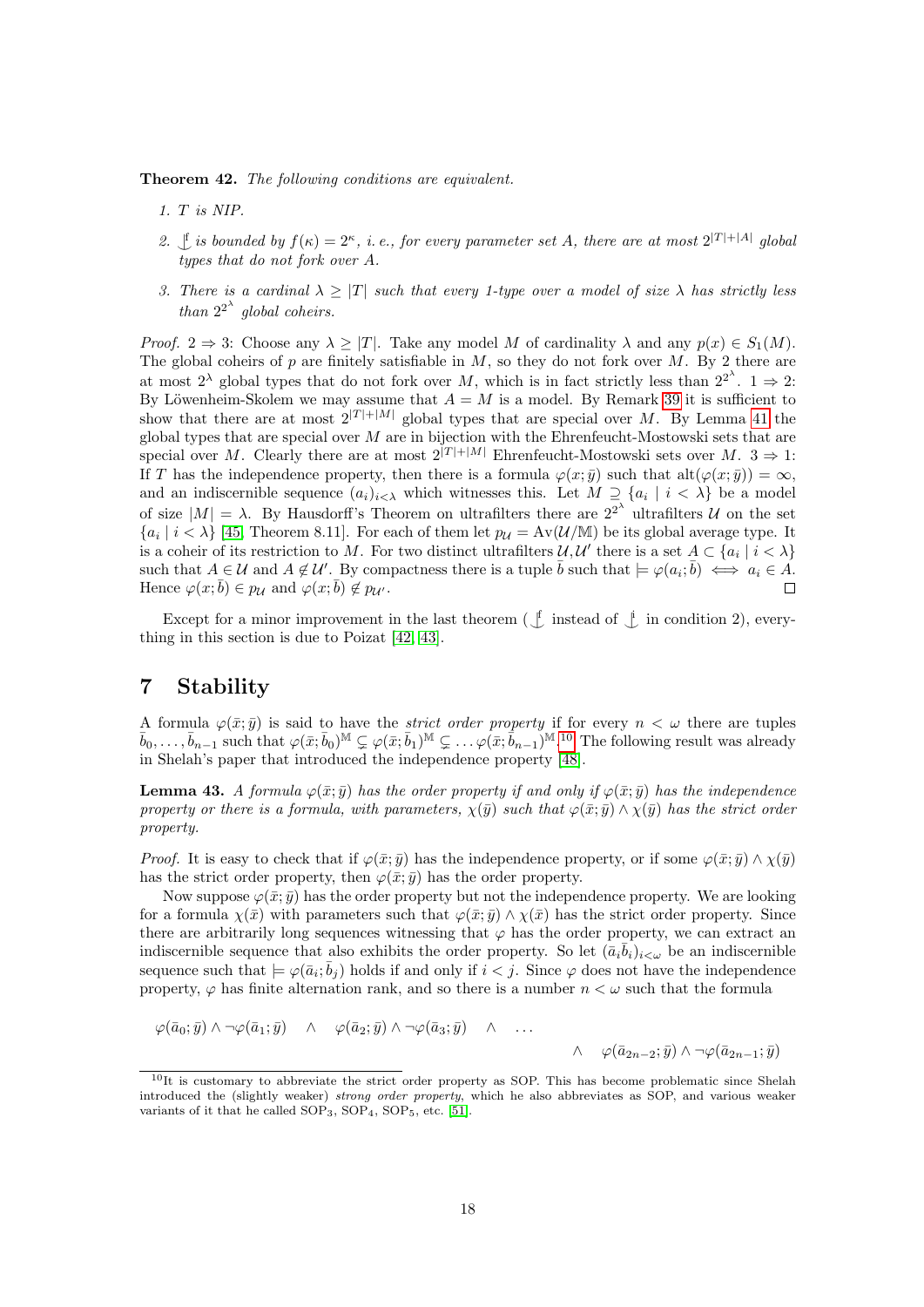**Theorem 42.** *The following conditions are equivalent.*

1. *$T$ is NIP.*
2. *$\mathop{\smile\!\!\!\!\!\!|}^{f}$ is bounded by $f(\kappa) = 2^{\kappa}$, i. e., for every parameter set $A$, there are at most $2^{|T|+|A|}$ global types that do not fork over $A$.*
3. *There is a cardinal $\lambda \geq |T|$ such that every 1-type over a model of size $\lambda$ has strictly less than $2^{2^{\lambda}}$ global coheirs.*

*Proof.* $2 \Rightarrow 3$: Choose any $\lambda \geq |T|$. Take any model $M$ of cardinality $\lambda$ and any $p(x) \in S_1(M)$. The global coheirs of $p$ are finitely satisfiable in $M$, so they do not fork over $M$. By 2 there are at most $2^{\lambda}$ global types that do not fork over $M$, which is in fact strictly less than $2^{2^{\lambda}}$. $1 \Rightarrow 2$: By Löwenheim-Skolem we may assume that $A = M$ is a model. By Remark 39 it is sufficient to show that there are at most $2^{|T|+|M|}$ global types that are special over $M$. By Lemma 41 the global types that are special over $M$ are in bijection with the Ehrenfeucht-Mostowski sets that are special over $M$. Clearly there are at most $2^{|T|+|M|}$ Ehrenfeucht-Mostowski sets over $M$. $3 \Rightarrow 1$: If $T$ has the independence property, then there is a formula $\varphi(x;\bar{y})$ such that $\mathrm{alt}(\varphi(x;\bar{y})) = \infty$, and an indiscernible sequence $(a_i)_{i<\lambda}$ which witnesses this. Let $M \supseteq \{a_i \mid i < \lambda\}$ be a model of size $|M| = \lambda$. By Hausdorff's Theorem on ultrafilters there are $2^{2^{\lambda}}$ ultrafilters $\mathcal{U}$ on the set $\{a_i \mid i < \lambda\}$ [45, Theorem 8.11]. For each of them let $p_{\mathcal{U}} = \mathrm{Av}(\mathcal{U}/\mathbb{M})$ be its global average type. It is a coheir of its restriction to $M$. For two distinct ultrafilters $\mathcal{U}, \mathcal{U}'$ there is a set $A \subset \{a_i \mid i < \lambda\}$ such that $A \in \mathcal{U}$ and $A \notin \mathcal{U}'$. By compactness there is a tuple $\bar{b}$ such that $\models \varphi(a_i; \bar{b}) \iff a_i \in A$. Hence $\varphi(x;\bar{b}) \in p_{\mathcal{U}}$ and $\varphi(x;\bar{b}) \notin p_{\mathcal{U}'}$. ◻

Except for a minor improvement in the last theorem ($\mathop{\smile\!\!\!\!\!\!|}^{f}$ instead of $\mathop{\smile\!\!\!\!\!\!|}^{i}$ in condition 2), everything in this section is due to Poizat [42, 43].

# 7 Stability

A formula $\varphi(\bar{x};\bar{y})$ is said to have the *strict order property* if for every $n < \omega$ there are tuples $\bar{b}_0, \ldots, \bar{b}_{n-1}$ such that $\varphi(\bar{x};\bar{b}_0)^{\mathbb{M}} \subsetneq \varphi(\bar{x};\bar{b}_1)^{\mathbb{M}} \subsetneq \ldots \varphi(\bar{x};\bar{b}_{n-1})^{\mathbb{M}}$.[10] The following result was already in Shelah's paper that introduced the independence property [48].

**Lemma 43.** *A formula $\varphi(\bar{x};\bar{y})$ has the order property if and only if $\varphi(\bar{x};\bar{y})$ has the independence property or there is a formula, with parameters, $\chi(\bar{y})$ such that $\varphi(\bar{x};\bar{y}) \wedge \chi(\bar{y})$ has the strict order property.*

*Proof.* It is easy to check that if $\varphi(\bar{x};\bar{y})$ has the independence property, or if some $\varphi(\bar{x};\bar{y}) \wedge \chi(\bar{y})$ has the strict order property, then $\varphi(\bar{x};\bar{y})$ has the order property.

Now suppose $\varphi(\bar{x};\bar{y})$ has the order property but not the independence property. We are looking for a formula $\chi(\bar{x})$ with parameters such that $\varphi(\bar{x};\bar{y}) \wedge \chi(\bar{x})$ has the strict order property. Since there are arbitrarily long sequences witnessing that $\varphi$ has the order property, we can extract an indiscernible sequence that also exhibits the order property. So let $(\bar{a}_i\bar{b}_i)_{i<\omega}$ be an indiscernible sequence such that $\models \varphi(\bar{a}_i;\bar{b}_j)$ holds if and only if $i < j$. Since $\varphi$ does not have the independence property, $\varphi$ has finite alternation rank, and so there is a number $n < \omega$ such that the formula

$$\varphi(\bar{a}_0;\bar{y}) \wedge \neg\varphi(\bar{a}_1;\bar{y}) \quad \wedge \quad \varphi(\bar{a}_2;\bar{y}) \wedge \neg\varphi(\bar{a}_3;\bar{y}) \quad \wedge \quad \ldots \quad \wedge \quad \varphi(\bar{a}_{2n-2};\bar{y}) \wedge \neg\varphi(\bar{a}_{2n-1};\bar{y})$$

[10] It is customary to abbreviate the strict order property as SOP. This has become problematic since Shelah introduced the (slightly weaker) *strong order property*, which he also abbreviates as SOP, and various weaker variants of it that he called $\mathrm{SOP}_3$, $\mathrm{SOP}_4$, $\mathrm{SOP}_5$, etc. [51].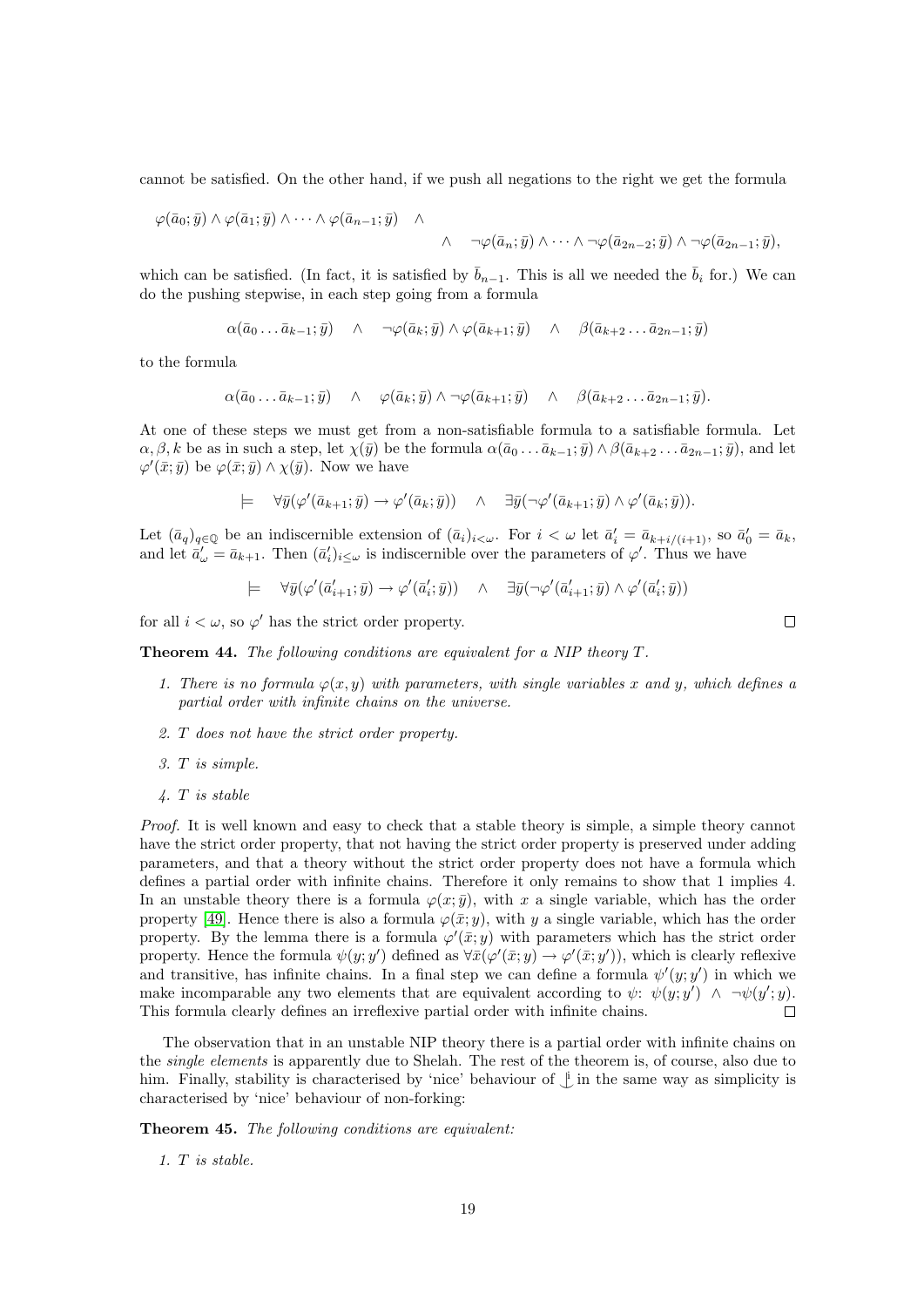cannot be satisfied. On the other hand, if we push all negations to the right we get the formula

$$\varphi(\bar{a}_0;\bar{y}) \wedge \varphi(\bar{a}_1;\bar{y}) \wedge \cdots \wedge \varphi(\bar{a}_{n-1};\bar{y}) \quad \wedge \quad \wedge \quad \neg\varphi(\bar{a}_n;\bar{y}) \wedge \cdots \wedge \neg\varphi(\bar{a}_{2n-2};\bar{y}) \wedge \neg\varphi(\bar{a}_{2n-1};\bar{y}),$$

which can be satisfied. (In fact, it is satisfied by $\bar{b}_{n-1}$. This is all we needed the $\bar{b}_i$ for.) We can do the pushing stepwise, in each step going from a formula

$$\alpha(\bar{a}_0 \dots \bar{a}_{k-1};\bar{y}) \quad \wedge \quad \neg\varphi(\bar{a}_k;\bar{y}) \wedge \varphi(\bar{a}_{k+1};\bar{y}) \quad \wedge \quad \beta(\bar{a}_{k+2} \dots \bar{a}_{2n-1};\bar{y})$$

to the formula

$$\alpha(\bar{a}_0 \dots \bar{a}_{k-1};\bar{y}) \quad \wedge \quad \varphi(\bar{a}_k;\bar{y}) \wedge \neg\varphi(\bar{a}_{k+1};\bar{y}) \quad \wedge \quad \beta(\bar{a}_{k+2} \dots \bar{a}_{2n-1};\bar{y}).$$

At one of these steps we must get from a non-satisfiable formula to a satisfiable formula. Let $\alpha, \beta, k$ be as in such a step, let $\chi(\bar{y})$ be the formula $\alpha(\bar{a}_0 \dots \bar{a}_{k-1};\bar{y}) \wedge \beta(\bar{a}_{k+2} \dots \bar{a}_{2n-1};\bar{y})$, and let $\varphi'(\bar{x};\bar{y})$ be $\varphi(\bar{x};\bar{y}) \wedge \chi(\bar{y})$. Now we have

$$\models \quad \forall\bar{y}(\varphi'(\bar{a}_{k+1};\bar{y}) \rightarrow \varphi'(\bar{a}_k;\bar{y})) \quad \wedge \quad \exists\bar{y}(\neg\varphi'(\bar{a}_{k+1};\bar{y}) \wedge \varphi'(\bar{a}_k;\bar{y})).$$

Let $(\bar{a}_q)_{q\in\mathbb{Q}}$ be an indiscernible extension of $(\bar{a}_i)_{i<\omega}$. For $i < \omega$ let $\bar{a}'_i = \bar{a}_{k+i/(i+1)}$, so $\bar{a}'_0 = \bar{a}_k$, and let $\bar{a}'_\omega = \bar{a}_{k+1}$. Then $(\bar{a}'_i)_{i\leq\omega}$ is indiscernible over the parameters of $\varphi'$. Thus we have

$$\models \quad \forall\bar{y}(\varphi'(\bar{a}'_{i+1};\bar{y}) \rightarrow \varphi'(\bar{a}'_i;\bar{y})) \quad \wedge \quad \exists\bar{y}(\neg\varphi'(\bar{a}'_{i+1};\bar{y}) \wedge \varphi'(\bar{a}'_i;\bar{y}))$$

for all $i < \omega$, so $\varphi'$ has the strict order property. ☐

**Theorem 44.** *The following conditions are equivalent for a NIP theory $T$.*

1. *There is no formula $\varphi(x, y)$ with parameters, with single variables $x$ and $y$, which defines a partial order with infinite chains on the universe.*
2. *$T$ does not have the strict order property.*
3. *$T$ is simple.*
4. *$T$ is stable*

*Proof.* It is well known and easy to check that a stable theory is simple, a simple theory cannot have the strict order property, that not having the strict order property is preserved under adding parameters, and that a theory without the strict order property does not have a formula which defines a partial order with infinite chains. Therefore it only remains to show that 1 implies 4. In an unstable theory there is a formula $\varphi(x;\bar{y})$, with $x$ a single variable, which has the order property [49]. Hence there is also a formula $\varphi(\bar{x};y)$, with $y$ a single variable, which has the order property. By the lemma there is a formula $\varphi'(\bar{x};y)$ with parameters which has the strict order property. Hence the formula $\psi(y;y')$ defined as $\forall\bar{x}(\varphi'(\bar{x};y) \rightarrow \varphi'(\bar{x};y'))$, which is clearly reflexive and transitive, has infinite chains. In a final step we can define a formula $\psi'(y;y')$ in which we make incomparable any two elements that are equivalent according to $\psi$: $\psi(y;y') \ \wedge \ \neg\psi(y';y)$. This formula clearly defines an irreflexive partial order with infinite chains. ☐

The observation that in an unstable NIP theory there is a partial order with infinite chains on the *single elements* is apparently due to Shelah. The rest of the theorem is, of course, also due to him. Finally, stability is characterised by 'nice' behaviour of $\mathop{\smile\!\!\!\!\!\!|}^{\text{þ}}$ in the same way as simplicity is characterised by 'nice' behaviour of non-forking:

**Theorem 45.** *The following conditions are equivalent:*

1. *$T$ is stable.*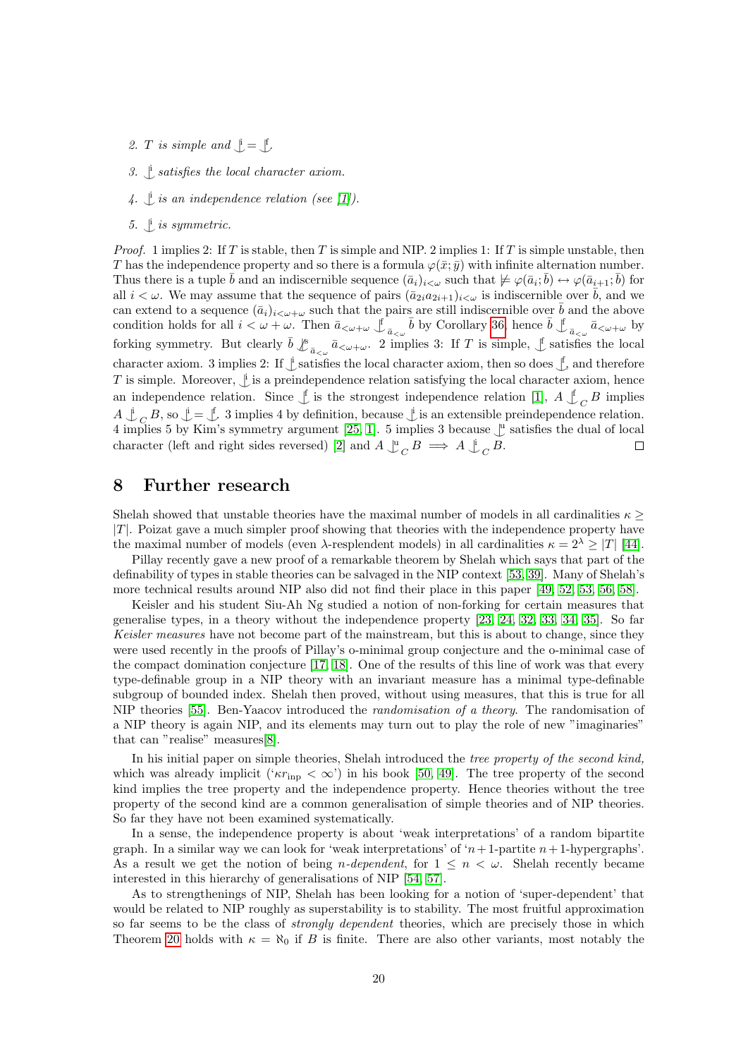2. $T$ *is simple and* $\mathop{\smile\!\!\!\!\!\mid}^{\mathrm{i}} = \mathop{\smile\!\!\!\!\!\mid}^{\mathrm{f}}$.

3. $\mathop{\smile\!\!\!\!\!\mid}^{\mathrm{i}}$ *satisfies the local character axiom.*

4. $\mathop{\smile\!\!\!\!\!\mid}^{\mathrm{i}}$ *is an independence relation (see [1]).*

5. $\mathop{\smile\!\!\!\!\!\mid}^{\mathrm{i}}$ *is symmetric.*

*Proof.* 1 implies 2: If $T$ is stable, then $T$ is simple and NIP. 2 implies 1: If $T$ is simple unstable, then $T$ has the independence property and so there is a formula $\varphi(\bar{x};\bar{y})$ with infinite alternation number. Thus there is a tuple $\bar{b}$ and an indiscernible sequence $(\bar{a}_i)_{i<\omega}$ such that $\not\models \varphi(\bar{a}_i;\bar{b}) \leftrightarrow \varphi(\bar{a}_{i+1};\bar{b})$ for all $i < \omega$. We may assume that the sequence of pairs $(\bar{a}_{2i}\bar{a}_{2i+1})_{i<\omega}$ is indiscernible over $\bar{b}$, and we can extend to a sequence $(\bar{a}_i)_{i<\omega+\omega}$ such that the pairs are still indiscernible over $\bar{b}$ and the above condition holds for all $i < \omega + \omega$. Then $\bar{a}_{<\omega+\omega} \mathop{\smile\!\!\!\!\!\mid}^{\mathrm{f}}_{\bar{a}_{<\omega}} \bar{b}$ by Corollary 36, hence $\bar{b} \mathop{\smile\!\!\!\!\!\mid}^{\mathrm{f}}_{\bar{a}_{<\omega}} \bar{a}_{<\omega+\omega}$ by forking symmetry. But clearly $\bar{b} \not\mathop{\smile\!\!\!\!\!\mid}^{\mathrm{s}}_{\bar{a}_{<\omega}} \bar{a}_{<\omega+\omega}$. 2 implies 3: If $T$ is simple, $\mathop{\smile\!\!\!\!\!\mid}^{\mathrm{f}}$ satisfies the local character axiom. 3 implies 2: If $\mathop{\smile\!\!\!\!\!\mid}^{\mathrm{i}}$ satisfies the local character axiom, then so does $\mathop{\smile\!\!\!\!\!\mid}^{\mathrm{f}}$, and therefore $T$ is simple. Moreover, $\mathop{\smile\!\!\!\!\!\mid}^{\mathrm{i}}$ is a preindependence relation satisfying the local character axiom, hence an independence relation. Since $\mathop{\smile\!\!\!\!\!\mid}^{\mathrm{f}}$ is the strongest independence relation [1], $A \mathop{\smile\!\!\!\!\!\mid}^{\mathrm{f}}_C B$ implies $A \mathop{\smile\!\!\!\!\!\mid}^{\mathrm{i}}_C B$, so $\mathop{\smile\!\!\!\!\!\mid}^{\mathrm{i}} = \mathop{\smile\!\!\!\!\!\mid}^{\mathrm{f}}$. 3 implies 4 by definition, because $\mathop{\smile\!\!\!\!\!\mid}^{\mathrm{i}}$ is an extensible preindependence relation. 4 implies 5 by Kim's symmetry argument [25, 1]. 5 implies 3 because $\mathop{\smile\!\!\!\!\!\mid}^{\mathrm{u}}$ satisfies the dual of local character (left and right sides reversed) [2] and $A \mathop{\smile\!\!\!\!\!\mid}^{\mathrm{u}}_C B \implies A \mathop{\smile\!\!\!\!\!\mid}^{\mathrm{i}}_C B$. □

# 8 Further research

Shelah showed that unstable theories have the maximal number of models in all cardinalities $\kappa \geq |T|$. Poizat gave a much simpler proof showing that theories with the independence property have the maximal number of models (even $\lambda$-resplendent models) in all cardinalities $\kappa = 2^\lambda \geq |T|$ [44].

Pillay recently gave a new proof of a remarkable theorem by Shelah which says that part of the definability of types in stable theories can be salvaged in the NIP context [53, 39]. Many of Shelah's more technical results around NIP also did not find their place in this paper [49, 52, 53, 56, 58].

Keisler and his student Siu-Ah Ng studied a notion of non-forking for certain measures that generalise types, in a theory without the independence property [23, 24, 32, 33, 34, 35]. So far *Keisler measures* have not become part of the mainstream, but this is about to change, since they were used recently in the proofs of Pillay's o-minimal group conjecture and the o-minimal case of the compact domination conjecture [17, 18]. One of the results of this line of work was that every type-definable group in a NIP theory with an invariant measure has a minimal type-definable subgroup of bounded index. Shelah then proved, without using measures, that this is true for all NIP theories [55]. Ben-Yaacov introduced the *randomisation of a theory*. The randomisation of a NIP theory is again NIP, and its elements may turn out to play the role of new "imaginaries" that can "realise" measures[8].

In his initial paper on simple theories, Shelah introduced the *tree property of the second kind,* which was already implicit ('$\kappa r_{\mathrm{inp}} < \infty$') in his book [50, 49]. The tree property of the second kind implies the tree property and the independence property. Hence theories without the tree property of the second kind are a common generalisation of simple theories and of NIP theories. So far they have not been examined systematically.

In a sense, the independence property is about 'weak interpretations' of a random bipartite graph. In a similar way we can look for 'weak interpretations' of '$n+1$-partite $n+1$-hypergraphs'. As a result we get the notion of being $n$-*dependent*, for $1 \leq n < \omega$. Shelah recently became interested in this hierarchy of generalisations of NIP [54, 57].

As to strengthenings of NIP, Shelah has been looking for a notion of 'super-dependent' that would be related to NIP roughly as superstability is to stability. The most fruitful approximation so far seems to be the class of *strongly dependent* theories, which are precisely those in which Theorem 20 holds with $\kappa = \aleph_0$ if $B$ is finite. There are also other variants, most notably the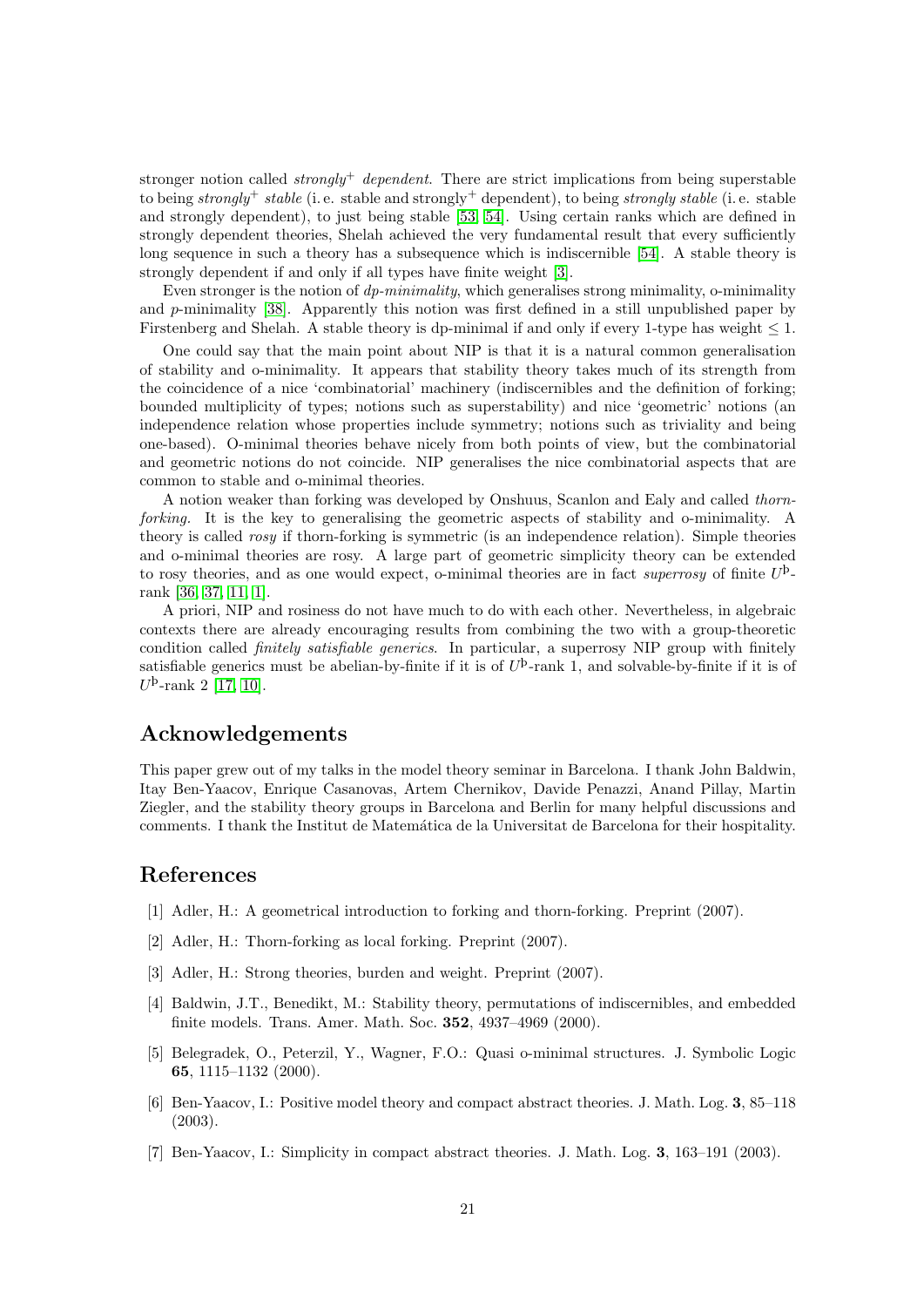stronger notion called *strongly$^+$ dependent*. There are strict implications from being superstable to being *strongly$^+$ stable* (i. e. stable and strongly$^+$ dependent), to being *strongly stable* (i. e. stable and strongly dependent), to just being stable [53, 54]. Using certain ranks which are defined in strongly dependent theories, Shelah achieved the very fundamental result that every sufficiently long sequence in such a theory has a subsequence which is indiscernible [54]. A stable theory is strongly dependent if and only if all types have finite weight [3].

Even stronger is the notion of *dp-minimality*, which generalises strong minimality, o-minimality and $p$-minimality [38]. Apparently this notion was first defined in a still unpublished paper by Firstenberg and Shelah. A stable theory is dp-minimal if and only if every 1-type has weight $\leq 1$.

One could say that the main point about NIP is that it is a natural common generalisation of stability and o-minimality. It appears that stability theory takes much of its strength from the coincidence of a nice 'combinatorial' machinery (indiscernibles and the definition of forking; bounded multiplicity of types; notions such as superstability) and nice 'geometric' notions (an independence relation whose properties include symmetry; notions such as triviality and being one-based). O-minimal theories behave nicely from both points of view, but the combinatorial and geometric notions do not coincide. NIP generalises the nice combinatorial aspects that are common to stable and o-minimal theories.

A notion weaker than forking was developed by Onshuus, Scanlon and Ealy and called *thorn-forking*. It is the key to generalising the geometric aspects of stability and o-minimality. A theory is called *rosy* if thorn-forking is symmetric (is an independence relation). Simple theories and o-minimal theories are rosy. A large part of geometric simplicity theory can be extended to rosy theories, and as one would expect, o-minimal theories are in fact *superrosy* of finite $U^{\text{þ}}$-rank [36, 37, 11, 1].

A priori, NIP and rosiness do not have much to do with each other. Nevertheless, in algebraic contexts there are already encouraging results from combining the two with a group-theoretic condition called *finitely satisfiable generics*. In particular, a superrosy NIP group with finitely satisfiable generics must be abelian-by-finite if it is of $U^{\text{þ}}$-rank 1, and solvable-by-finite if it is of $U^{\text{þ}}$-rank 2 [17, 10].

## Acknowledgements

This paper grew out of my talks in the model theory seminar in Barcelona. I thank John Baldwin, Itay Ben-Yaacov, Enrique Casanovas, Artem Chernikov, Davide Penazzi, Anand Pillay, Martin Ziegler, and the stability theory groups in Barcelona and Berlin for many helpful discussions and comments. I thank the Institut de Matemàtica de la Universitat de Barcelona for their hospitality.

## References

[1] Adler, H.: A geometrical introduction to forking and thorn-forking. Preprint (2007).

[2] Adler, H.: Thorn-forking as local forking. Preprint (2007).

[3] Adler, H.: Strong theories, burden and weight. Preprint (2007).

[4] Baldwin, J.T., Benedikt, M.: Stability theory, permutations of indiscernibles, and embedded finite models. Trans. Amer. Math. Soc. **352**, 4937–4969 (2000).

[5] Belegradek, O., Peterzil, Y., Wagner, F.O.: Quasi o-minimal structures. J. Symbolic Logic **65**, 1115–1132 (2000).

[6] Ben-Yaacov, I.: Positive model theory and compact abstract theories. J. Math. Log. **3**, 85–118 (2003).

[7] Ben-Yaacov, I.: Simplicity in compact abstract theories. J. Math. Log. **3**, 163–191 (2003).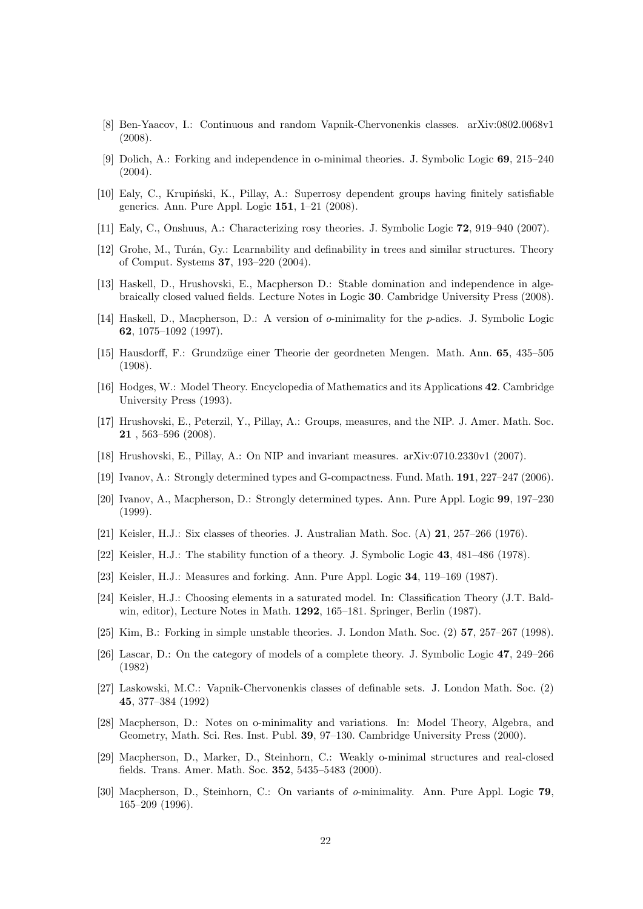[8] Ben-Yaacov, I.: Continuous and random Vapnik-Chervonenkis classes. arXiv:0802.0068v1 (2008).

[9] Dolich, A.: Forking and independence in o-minimal theories. J. Symbolic Logic **69**, 215–240 (2004).

[10] Ealy, C., Krupiński, K., Pillay, A.: Superrosy dependent groups having finitely satisfiable generics. Ann. Pure Appl. Logic **151**, 1–21 (2008).

[11] Ealy, C., Onshuus, A.: Characterizing rosy theories. J. Symbolic Logic **72**, 919–940 (2007).

[12] Grohe, M., Turán, Gy.: Learnability and definability in trees and similar structures. Theory of Comput. Systems **37**, 193–220 (2004).

[13] Haskell, D., Hrushovski, E., Macpherson D.: Stable domination and independence in algebraically closed valued fields. Lecture Notes in Logic **30**. Cambridge University Press (2008).

[14] Haskell, D., Macpherson, D.: A version of *o*-minimality for the *p*-adics. J. Symbolic Logic **62**, 1075–1092 (1997).

[15] Hausdorff, F.: Grundzüge einer Theorie der geordneten Mengen. Math. Ann. **65**, 435–505 (1908).

[16] Hodges, W.: Model Theory. Encyclopedia of Mathematics and its Applications **42**. Cambridge University Press (1993).

[17] Hrushovski, E., Peterzil, Y., Pillay, A.: Groups, measures, and the NIP. J. Amer. Math. Soc. **21** , 563–596 (2008).

[18] Hrushovski, E., Pillay, A.: On NIP and invariant measures. arXiv:0710.2330v1 (2007).

[19] Ivanov, A.: Strongly determined types and G-compactness. Fund. Math. **191**, 227–247 (2006).

[20] Ivanov, A., Macpherson, D.: Strongly determined types. Ann. Pure Appl. Logic **99**, 197–230 (1999).

[21] Keisler, H.J.: Six classes of theories. J. Australian Math. Soc. (A) **21**, 257–266 (1976).

[22] Keisler, H.J.: The stability function of a theory. J. Symbolic Logic **43**, 481–486 (1978).

[23] Keisler, H.J.: Measures and forking. Ann. Pure Appl. Logic **34**, 119–169 (1987).

[24] Keisler, H.J.: Choosing elements in a saturated model. In: Classification Theory (J.T. Baldwin, editor), Lecture Notes in Math. **1292**, 165–181. Springer, Berlin (1987).

[25] Kim, B.: Forking in simple unstable theories. J. London Math. Soc. (2) **57**, 257–267 (1998).

[26] Lascar, D.: On the category of models of a complete theory. J. Symbolic Logic **47**, 249–266 (1982)

[27] Laskowski, M.C.: Vapnik-Chervonenkis classes of definable sets. J. London Math. Soc. (2) **45**, 377–384 (1992)

[28] Macpherson, D.: Notes on o-minimality and variations. In: Model Theory, Algebra, and Geometry, Math. Sci. Res. Inst. Publ. **39**, 97–130. Cambridge University Press (2000).

[29] Macpherson, D., Marker, D., Steinhorn, C.: Weakly o-minimal structures and real-closed fields. Trans. Amer. Math. Soc. **352**, 5435–5483 (2000).

[30] Macpherson, D., Steinhorn, C.: On variants of *o*-minimality. Ann. Pure Appl. Logic **79**, 165–209 (1996).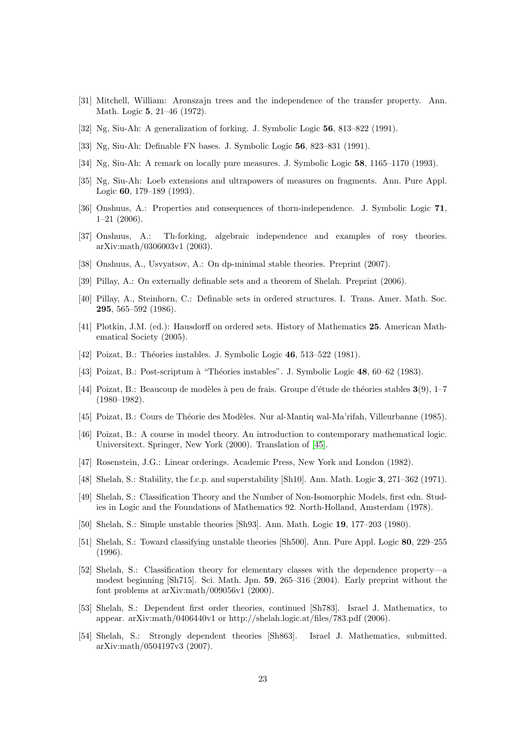[31] Mitchell, William: Aronszajn trees and the independence of the transfer property. Ann. Math. Logic **5**, 21–46 (1972).

[32] Ng, Siu-Ah: A generalization of forking. J. Symbolic Logic **56**, 813–822 (1991).

[33] Ng, Siu-Ah: Definable FN bases. J. Symbolic Logic **56**, 823–831 (1991).

[34] Ng, Siu-Ah: A remark on locally pure measures. J. Symbolic Logic **58**, 1165–1170 (1993).

[35] Ng, Siu-Ah: Loeb extensions and ultrapowers of measures on fragments. Ann. Pure Appl. Logic **60**, 179–189 (1993).

[36] Onshuus, A.: Properties and consequences of thorn-independence. J. Symbolic Logic **71**, 1–21 (2006).

[37] Onshuus, A.: Th-forking, algebraic independence and examples of rosy theories. arXiv:math/0306003v1 (2003).

[38] Onshuus, A., Usvyatsov, A.: On dp-minimal stable theories. Preprint (2007).

[39] Pillay, A.: On externally definable sets and a theorem of Shelah. Preprint (2006).

[40] Pillay, A., Steinhorn, C.: Definable sets in ordered structures. I. Trans. Amer. Math. Soc. **295**, 565–592 (1986).

[41] Plotkin, J.M. (ed.): Hausdorff on ordered sets. History of Mathematics **25**. American Mathematical Society (2005).

[42] Poizat, B.: Théories instables. J. Symbolic Logic **46**, 513–522 (1981).

[43] Poizat, B.: Post-scriptum à "Théories instables". J. Symbolic Logic **48**, 60–62 (1983).

[44] Poizat, B.: Beaucoup de modèles à peu de frais. Groupe d'étude de théories stables **3**(9), 1–7 (1980–1982).

[45] Poizat, B.: Cours de Théorie des Modèles. Nur al-Mantiq wal-Ma'rifah, Villeurbanne (1985).

[46] Poizat, B.: A course in model theory. An introduction to contemporary mathematical logic. Universitext. Springer, New York (2000). Translation of [45].

[47] Rosenstein, J.G.: Linear orderings. Academic Press, New York and London (1982).

[48] Shelah, S.: Stability, the f.c.p. and superstability [Sh10]. Ann. Math. Logic **3**, 271–362 (1971).

[49] Shelah, S.: Classification Theory and the Number of Non-Isomorphic Models, first edn. Studies in Logic and the Foundations of Mathematics 92. North-Holland, Amsterdam (1978).

[50] Shelah, S.: Simple unstable theories [Sh93]. Ann. Math. Logic **19**, 177–203 (1980).

[51] Shelah, S.: Toward classifying unstable theories [Sh500]. Ann. Pure Appl. Logic **80**, 229–255 (1996).

[52] Shelah, S.: Classification theory for elementary classes with the dependence property—a modest beginning [Sh715]. Sci. Math. Jpn. **59**, 265–316 (2004). Early preprint without the font problems at arXiv:math/009056v1 (2000).

[53] Shelah, S.: Dependent first order theories, continued [Sh783]. Israel J. Mathematics, to appear. arXiv:math/0406440v1 or http://shelah.logic.at/files/783.pdf (2006).

[54] Shelah, S.: Strongly dependent theories [Sh863]. Israel J. Mathematics, submitted. arXiv:math/0504197v3 (2007).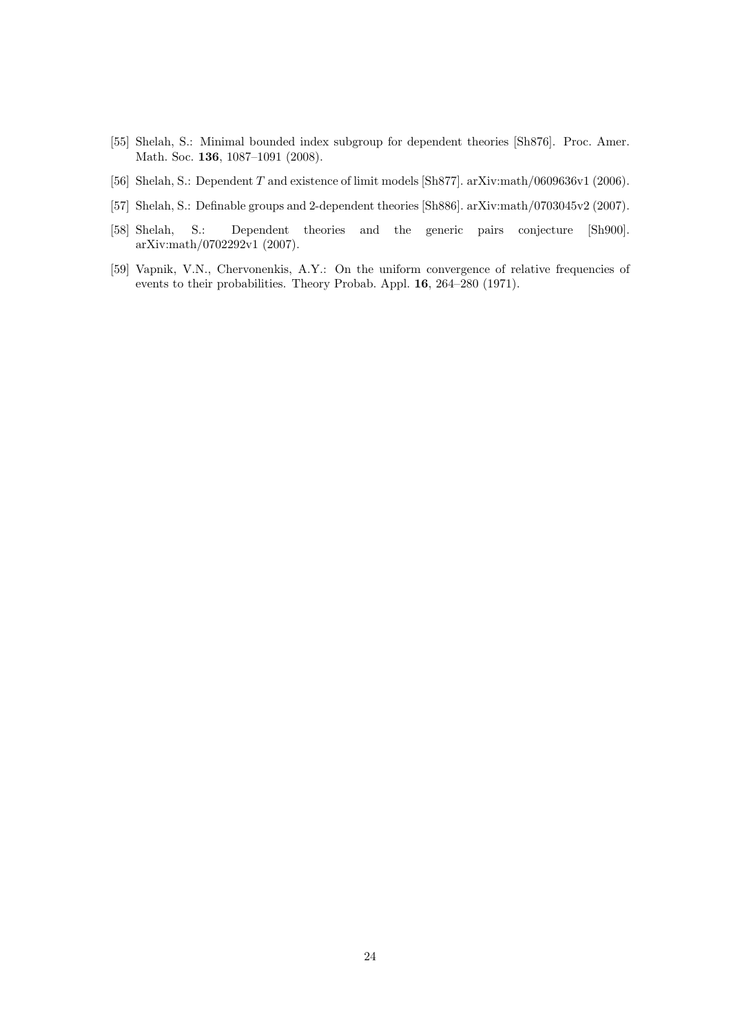[55] Shelah, S.: Minimal bounded index subgroup for dependent theories [Sh876]. Proc. Amer. Math. Soc. **136**, 1087–1091 (2008).

[56] Shelah, S.: Dependent $T$ and existence of limit models [Sh877]. arXiv:math/0609636v1 (2006).

[57] Shelah, S.: Definable groups and 2-dependent theories [Sh886]. arXiv:math/0703045v2 (2007).

[58] Shelah, S.: Dependent theories and the generic pairs conjecture [Sh900]. arXiv:math/0702292v1 (2007).

[59] Vapnik, V.N., Chervonenkis, A.Y.: On the uniform convergence of relative frequencies of events to their probabilities. Theory Probab. Appl. **16**, 264–280 (1971).